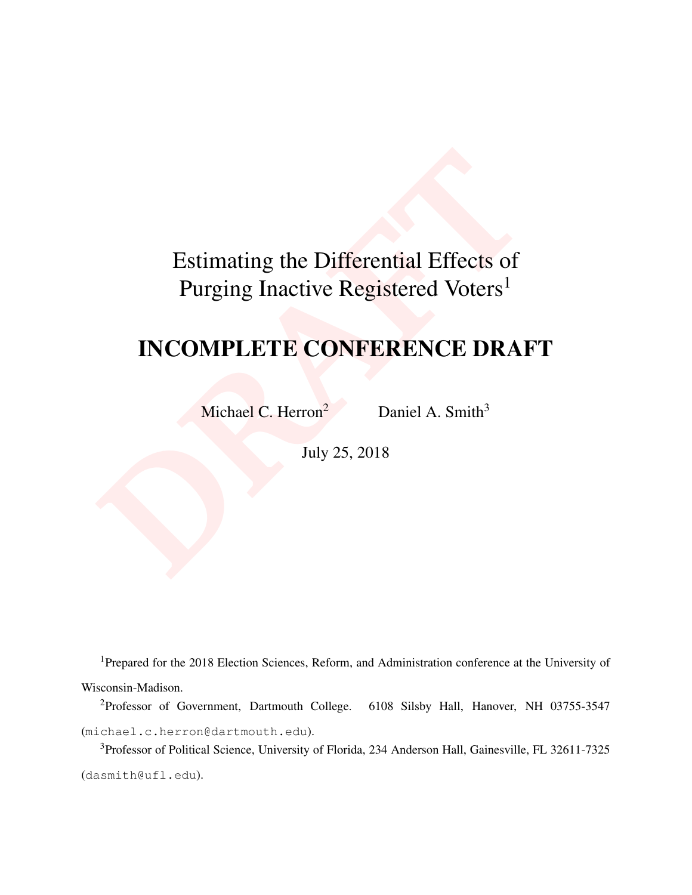# Estimating the Differential Effects of Purging Inactive Registered Voters[1]

## INCOMPLETE CONFERENCE DRAFT

Michael C. Herron[2] Daniel A. Smith[3]

July 25, 2018

[1]Prepared for the 2018 Election Sciences, Reform, and Administration conference at the University of Wisconsin-Madison.

[2]Professor of Government, Dartmouth College. 6108 Silsby Hall, Hanover, NH 03755-3547 (michael.c.herron@dartmouth.edu).

[3]Professor of Political Science, University of Florida, 234 Anderson Hall, Gainesville, FL 32611-7325 (dasmith@ufl.edu).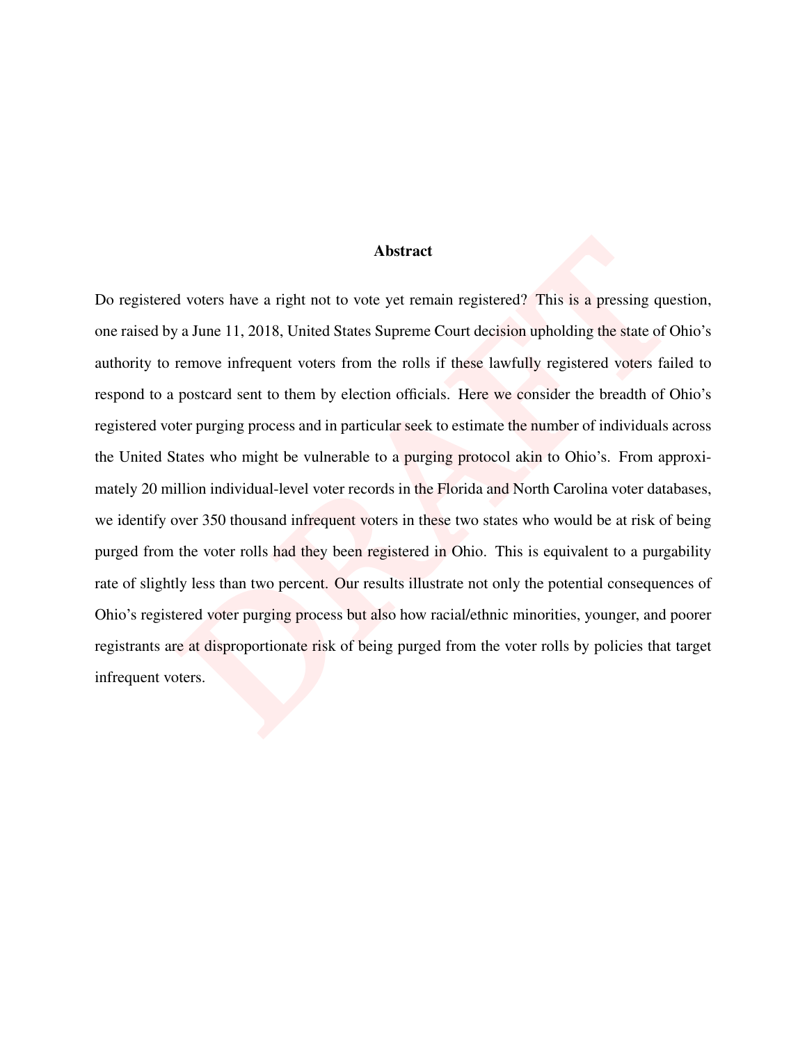## Abstract

Do registered voters have a right not to vote yet remain registered? This is a pressing question, one raised by a June 11, 2018, United States Supreme Court decision upholding the state of Ohio's authority to remove infrequent voters from the rolls if these lawfully registered voters failed to respond to a postcard sent to them by election officials. Here we consider the breadth of Ohio's registered voter purging process and in particular seek to estimate the number of individuals across the United States who might be vulnerable to a purging protocol akin to Ohio's. From approximately 20 million individual-level voter records in the Florida and North Carolina voter databases, we identify over 350 thousand infrequent voters in these two states who would be at risk of being purged from the voter rolls had they been registered in Ohio. This is equivalent to a purgability rate of slightly less than two percent. Our results illustrate not only the potential consequences of Ohio's registered voter purging process but also how racial/ethnic minorities, younger, and poorer registrants are at disproportionate risk of being purged from the voter rolls by policies that target infrequent voters.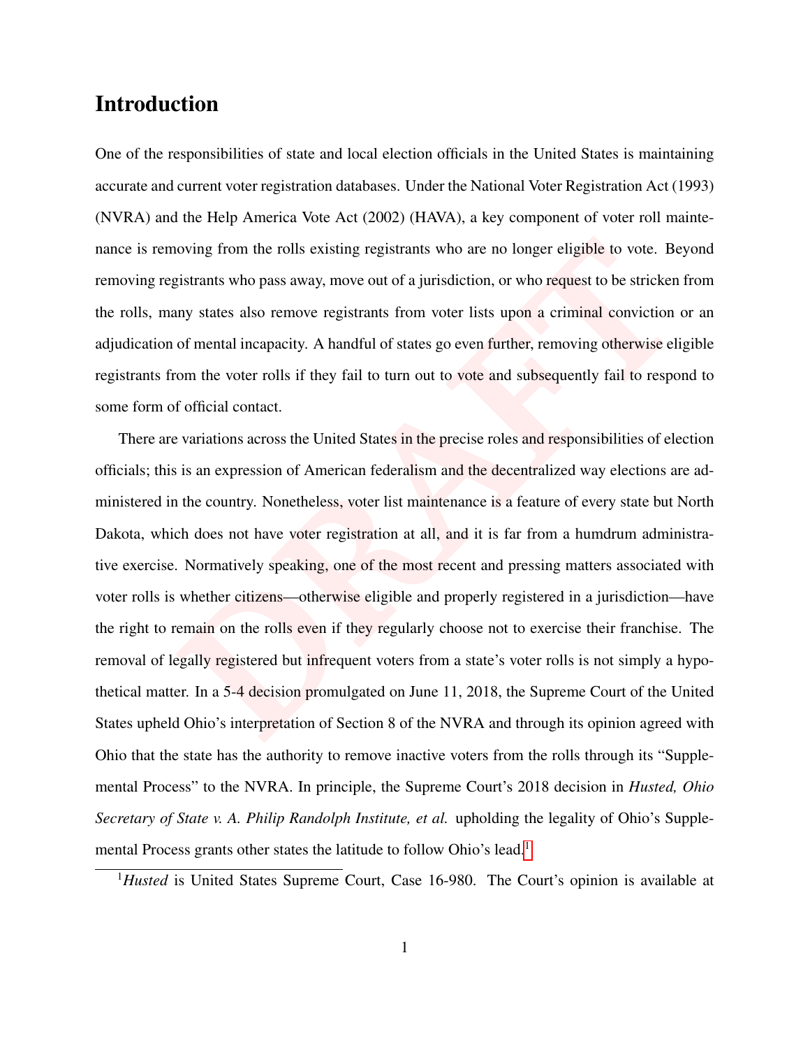# Introduction

One of the responsibilities of state and local election officials in the United States is maintaining accurate and current voter registration databases. Under the National Voter Registration Act (1993) (NVRA) and the Help America Vote Act (2002) (HAVA), a key component of voter roll maintenance is removing from the rolls existing registrants who are no longer eligible to vote. Beyond removing registrants who pass away, move out of a jurisdiction, or who request to be stricken from the rolls, many states also remove registrants from voter lists upon a criminal conviction or an adjudication of mental incapacity. A handful of states go even further, removing otherwise eligible registrants from the voter rolls if they fail to turn out to vote and subsequently fail to respond to some form of official contact.

There are variations across the United States in the precise roles and responsibilities of election officials; this is an expression of American federalism and the decentralized way elections are administered in the country. Nonetheless, voter list maintenance is a feature of every state but North Dakota, which does not have voter registration at all, and it is far from a humdrum administrative exercise. Normatively speaking, one of the most recent and pressing matters associated with voter rolls is whether citizens—otherwise eligible and properly registered in a jurisdiction—have the right to remain on the rolls even if they regularly choose not to exercise their franchise. The removal of legally registered but infrequent voters from a state's voter rolls is not simply a hypothetical matter. In a 5-4 decision promulgated on June 11, 2018, the Supreme Court of the United States upheld Ohio's interpretation of Section 8 of the NVRA and through its opinion agreed with Ohio that the state has the authority to remove inactive voters from the rolls through its "Supplemental Process" to the NVRA. In principle, the Supreme Court's 2018 decision in *Husted, Ohio Secretary of State v. A. Philip Randolph Institute, et al.* upholding the legality of Ohio's Supplemental Process grants other states the latitude to follow Ohio's lead.[1]

[1] *Husted* is United States Supreme Court, Case 16-980. The Court's opinion is available at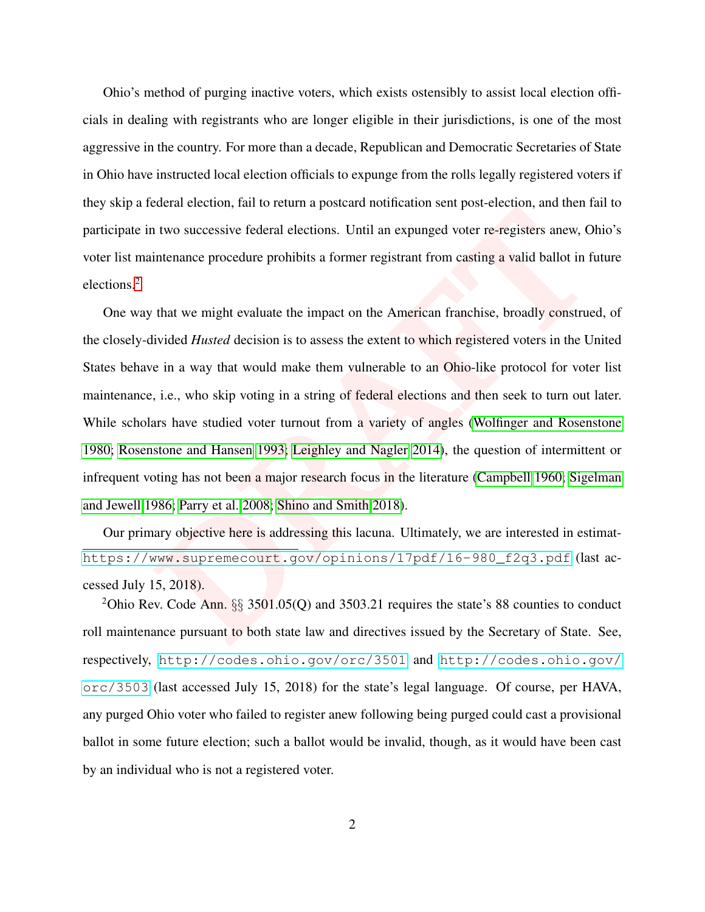Ohio's method of purging inactive voters, which exists ostensibly to assist local election officials in dealing with registrants who are longer eligible in their jurisdictions, is one of the most aggressive in the country. For more than a decade, Republican and Democratic Secretaries of State in Ohio have instructed local election officials to expunge from the rolls legally registered voters if they skip a federal election, fail to return a postcard notification sent post-election, and then fail to participate in two successive federal elections. Until an expunged voter re-registers anew, Ohio's voter list maintenance procedure prohibits a former registrant from casting a valid ballot in future elections.[2]

One way that we might evaluate the impact on the American franchise, broadly construed, of the closely-divided *Husted* decision is to assess the extent to which registered voters in the United States behave in a way that would make them vulnerable to an Ohio-like protocol for voter list maintenance, i.e., who skip voting in a string of federal elections and then seek to turn out later. While scholars have studied voter turnout from a variety of angles (Wolfinger and Rosenstone 1980; Rosenstone and Hansen 1993; Leighley and Nagler 2014), the question of intermittent or infrequent voting has not been a major research focus in the literature (Campbell 1960; Sigelman and Jewell 1986; Parry et al. 2008; Shino and Smith 2018).

Our primary objective here is addressing this lacuna. Ultimately, we are interested in estimat-

---

https://www.supremecourt.gov/opinions/17pdf/16-980_f2q3.pdf (last accessed July 15, 2018).

[2]Ohio Rev. Code Ann. §§ 3501.05(Q) and 3503.21 requires the state's 88 counties to conduct roll maintenance pursuant to both state law and directives issued by the Secretary of State. See, respectively, http://codes.ohio.gov/orc/3501 and http://codes.ohio.gov/orc/3503 (last accessed July 15, 2018) for the state's legal language. Of course, per HAVA, any purged Ohio voter who failed to register anew following being purged could cast a provisional ballot in some future election; such a ballot would be invalid, though, as it would have been cast by an individual who is not a registered voter.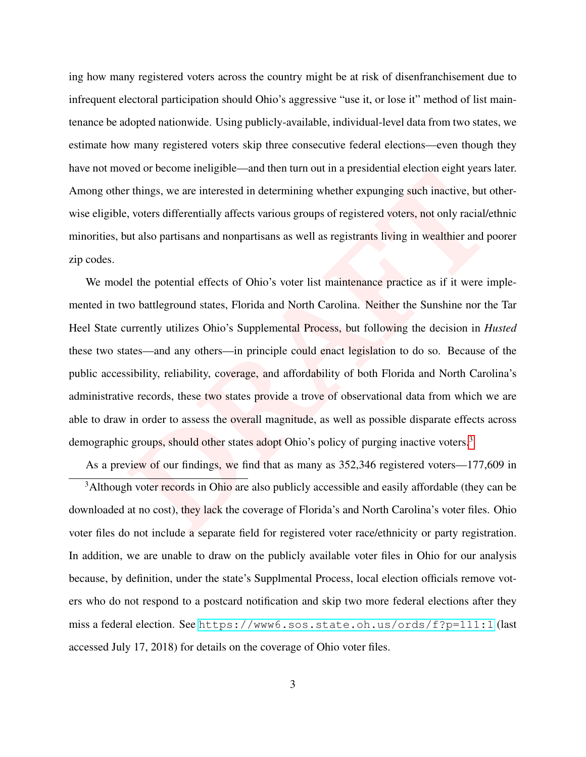ing how many registered voters across the country might be at risk of disenfranchisement due to infrequent electoral participation should Ohio's aggressive "use it, or lose it" method of list maintenance be adopted nationwide. Using publicly-available, individual-level data from two states, we estimate how many registered voters skip three consecutive federal elections—even though they have not moved or become ineligible—and then turn out in a presidential election eight years later. Among other things, we are interested in determining whether expunging such inactive, but otherwise eligible, voters differentially affects various groups of registered voters, not only racial/ethnic minorities, but also partisans and nonpartisans as well as registrants living in wealthier and poorer zip codes.

We model the potential effects of Ohio's voter list maintenance practice as if it were implemented in two battleground states, Florida and North Carolina. Neither the Sunshine nor the Tar Heel State currently utilizes Ohio's Supplemental Process, but following the decision in *Husted* these two states—and any others—in principle could enact legislation to do so. Because of the public accessibility, reliability, coverage, and affordability of both Florida and North Carolina's administrative records, these two states provide a trove of observational data from which we are able to draw in order to assess the overall magnitude, as well as possible disparate effects across demographic groups, should other states adopt Ohio's policy of purging inactive voters.[3]

As a preview of our findings, we find that as many as 352,346 registered voters—177,609 in

[3] Although voter records in Ohio are also publicly accessible and easily affordable (they can be downloaded at no cost), they lack the coverage of Florida's and North Carolina's voter files. Ohio voter files do not include a separate field for registered voter race/ethnicity or party registration. In addition, we are unable to draw on the publicly available voter files in Ohio for our analysis because, by definition, under the state's Supplmental Process, local election officials remove voters who do not respond to a postcard notification and skip two more federal elections after they miss a federal election. See https://www6.sos.state.oh.us/ords/f?p=111:1 (last accessed July 17, 2018) for details on the coverage of Ohio voter files.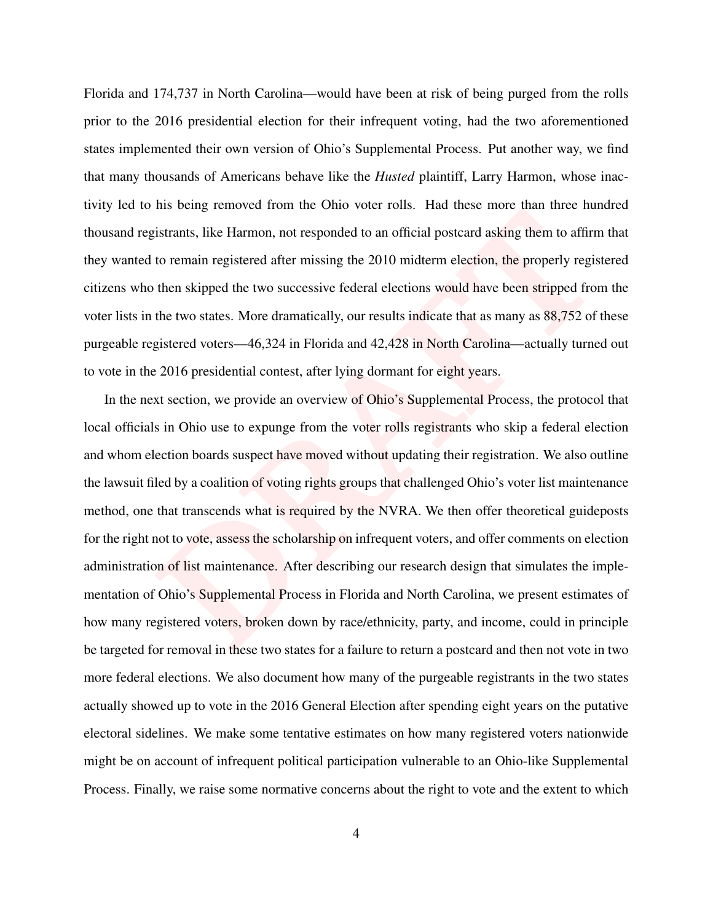Florida and 174,737 in North Carolina—would have been at risk of being purged from the rolls prior to the 2016 presidential election for their infrequent voting, had the two aforementioned states implemented their own version of Ohio's Supplemental Process. Put another way, we find that many thousands of Americans behave like the *Husted* plaintiff, Larry Harmon, whose inactivity led to his being removed from the Ohio voter rolls. Had these more than three hundred thousand registrants, like Harmon, not responded to an official postcard asking them to affirm that they wanted to remain registered after missing the 2010 midterm election, the properly registered citizens who then skipped the two successive federal elections would have been stripped from the voter lists in the two states. More dramatically, our results indicate that as many as 88,752 of these purgeable registered voters—46,324 in Florida and 42,428 in North Carolina—actually turned out to vote in the 2016 presidential contest, after lying dormant for eight years.

In the next section, we provide an overview of Ohio's Supplemental Process, the protocol that local officials in Ohio use to expunge from the voter rolls registrants who skip a federal election and whom election boards suspect have moved without updating their registration. We also outline the lawsuit filed by a coalition of voting rights groups that challenged Ohio's voter list maintenance method, one that transcends what is required by the NVRA. We then offer theoretical guideposts for the right not to vote, assess the scholarship on infrequent voters, and offer comments on election administration of list maintenance. After describing our research design that simulates the implementation of Ohio's Supplemental Process in Florida and North Carolina, we present estimates of how many registered voters, broken down by race/ethnicity, party, and income, could in principle be targeted for removal in these two states for a failure to return a postcard and then not vote in two more federal elections. We also document how many of the purgeable registrants in the two states actually showed up to vote in the 2016 General Election after spending eight years on the putative electoral sidelines. We make some tentative estimates on how many registered voters nationwide might be on account of infrequent political participation vulnerable to an Ohio-like Supplemental Process. Finally, we raise some normative concerns about the right to vote and the extent to which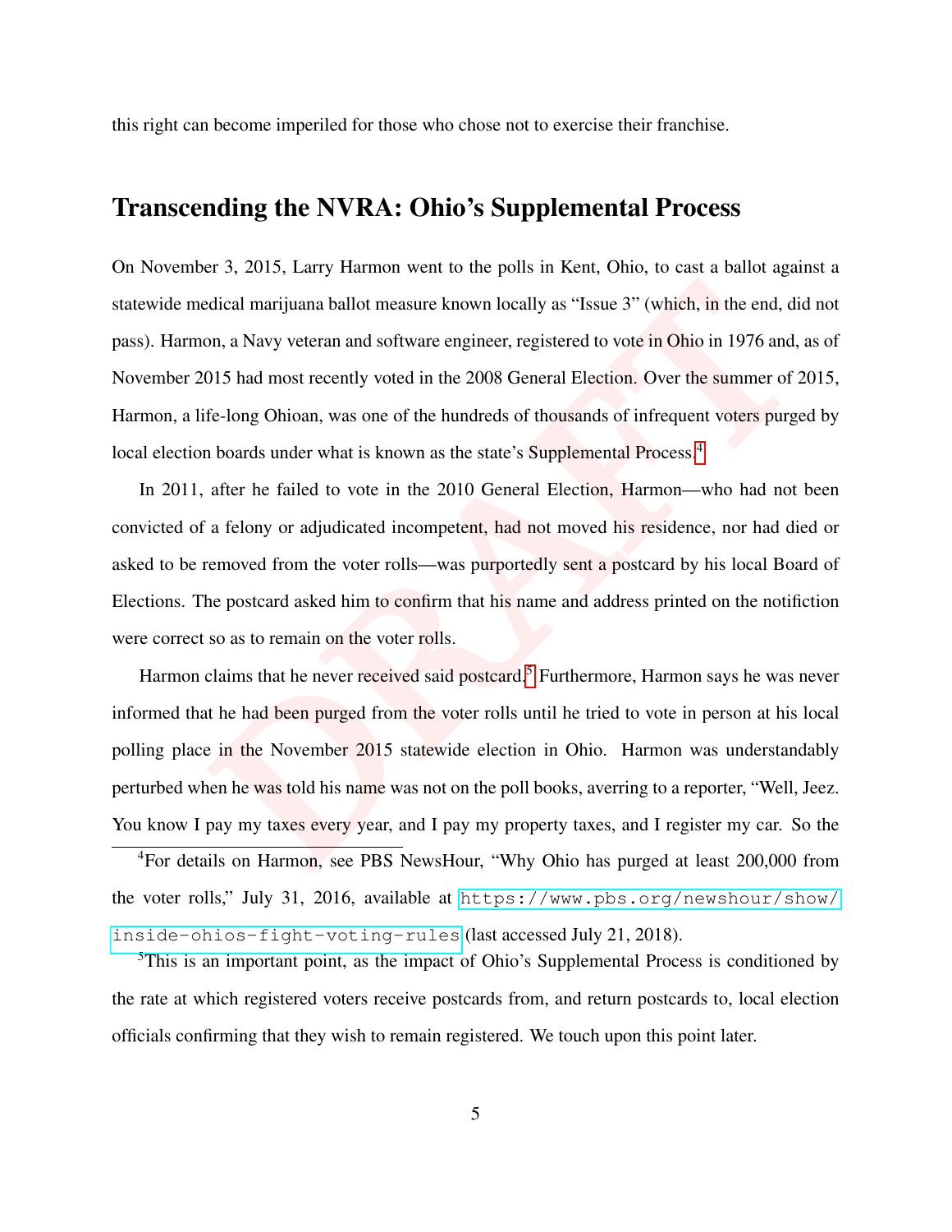this right can become imperiled for those who chose not to exercise their franchise.

## Transcending the NVRA: Ohio's Supplemental Process

On November 3, 2015, Larry Harmon went to the polls in Kent, Ohio, to cast a ballot against a statewide medical marijuana ballot measure known locally as "Issue 3" (which, in the end, did not pass). Harmon, a Navy veteran and software engineer, registered to vote in Ohio in 1976 and, as of November 2015 had most recently voted in the 2008 General Election. Over the summer of 2015, Harmon, a life-long Ohioan, was one of the hundreds of thousands of infrequent voters purged by local election boards under what is known as the state's Supplemental Process.[4]

In 2011, after he failed to vote in the 2010 General Election, Harmon—who had not been convicted of a felony or adjudicated incompetent, had not moved his residence, nor had died or asked to be removed from the voter rolls—was purportedly sent a postcard by his local Board of Elections. The postcard asked him to confirm that his name and address printed on the notifiction were correct so as to remain on the voter rolls.

Harmon claims that he never received said postcard.[5] Furthermore, Harmon says he was never informed that he had been purged from the voter rolls until he tried to vote in person at his local polling place in the November 2015 statewide election in Ohio. Harmon was understandably perturbed when he was told his name was not on the poll books, averring to a reporter, "Well, Jeez. You know I pay my taxes every year, and I pay my property taxes, and I register my car. So the

[4]For details on Harmon, see PBS NewsHour, "Why Ohio has purged at least 200,000 from the voter rolls," July 31, 2016, available at https://www.pbs.org/newshour/show/inside-ohios-fight-voting-rules (last accessed July 21, 2018).

[5]This is an important point, as the impact of Ohio's Supplemental Process is conditioned by the rate at which registered voters receive postcards from, and return postcards to, local election officials confirming that they wish to remain registered. We touch upon this point later.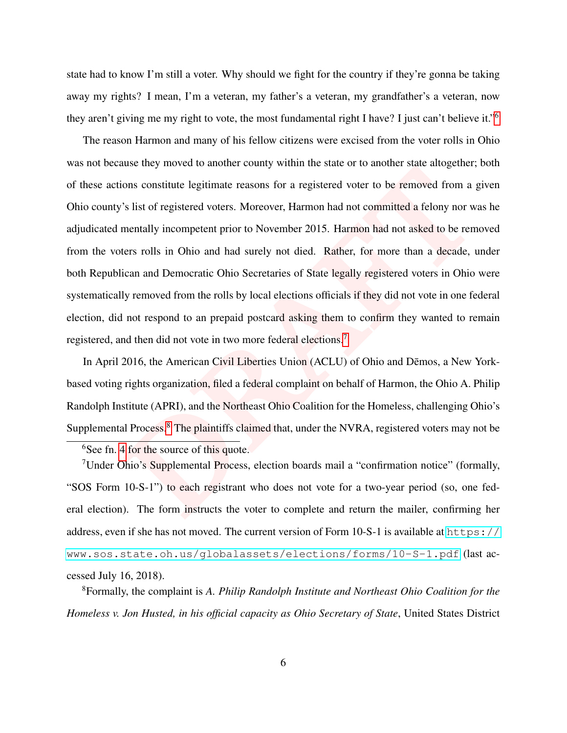state had to know I'm still a voter. Why should we fight for the country if they're gonna be taking away my rights? I mean, I'm a veteran, my father's a veteran, my grandfather's a veteran, now they aren't giving me my right to vote, the most fundamental right I have? I just can't believe it."[6]

The reason Harmon and many of his fellow citizens were excised from the voter rolls in Ohio was not because they moved to another county within the state or to another state altogether; both of these actions constitute legitimate reasons for a registered voter to be removed from a given Ohio county's list of registered voters. Moreover, Harmon had not committed a felony nor was he adjudicated mentally incompetent prior to November 2015. Harmon had not asked to be removed from the voters rolls in Ohio and had surely not died. Rather, for more than a decade, under both Republican and Democratic Ohio Secretaries of State legally registered voters in Ohio were systematically removed from the rolls by local elections officials if they did not vote in one federal election, did not respond to an prepaid postcard asking them to confirm they wanted to remain registered, and then did not vote in two more federal elections.[7]

In April 2016, the American Civil Liberties Union (ACLU) of Ohio and Dēmos, a New York-based voting rights organization, filed a federal complaint on behalf of Harmon, the Ohio A. Philip Randolph Institute (APRI), and the Northeast Ohio Coalition for the Homeless, challenging Ohio's Supplemental Process.[8] The plaintiffs claimed that, under the NVRA, registered voters may not be

[6] See fn. 4 for the source of this quote.

[7] Under Ohio's Supplemental Process, election boards mail a "confirmation notice" (formally, "SOS Form 10-S-1") to each registrant who does not vote for a two-year period (so, one federal election). The form instructs the voter to complete and return the mailer, confirming her address, even if she has not moved. The current version of Form 10-S-1 is available at https://www.sos.state.oh.us/globalassets/elections/forms/10-S-1.pdf (last accessed July 16, 2018).

[8] Formally, the complaint is *A. Philip Randolph Institute and Northeast Ohio Coalition for the Homeless v. Jon Husted, in his official capacity as Ohio Secretary of State*, United States District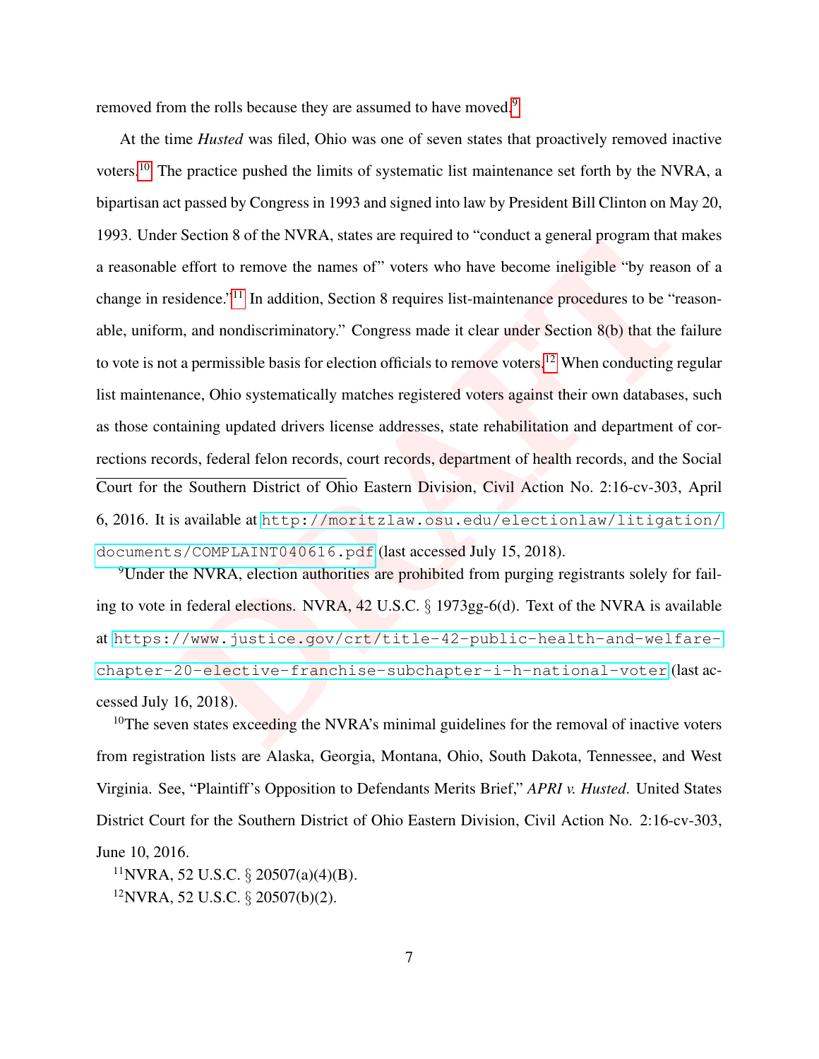removed from the rolls because they are assumed to have moved.[9]

At the time *Husted* was filed, Ohio was one of seven states that proactively removed inactive voters.[10] The practice pushed the limits of systematic list maintenance set forth by the NVRA, a bipartisan act passed by Congress in 1993 and signed into law by President Bill Clinton on May 20, 1993. Under Section 8 of the NVRA, states are required to "conduct a general program that makes a reasonable effort to remove the names of" voters who have become ineligible "by reason of a change in residence."[11] In addition, Section 8 requires list-maintenance procedures to be "reasonable, uniform, and nondiscriminatory." Congress made it clear under Section 8(b) that the failure to vote is not a permissible basis for election officials to remove voters.[12] When conducting regular list maintenance, Ohio systematically matches registered voters against their own databases, such as those containing updated drivers license addresses, state rehabilitation and department of corrections records, federal felon records, court records, department of health records, and the Social

---

Court for the Southern District of Ohio Eastern Division, Civil Action No. 2:16-cv-303, April 6, 2016. It is available at http://moritzlaw.osu.edu/electionlaw/litigation/documents/COMPLAINT040616.pdf (last accessed July 15, 2018).

[9] Under the NVRA, election authorities are prohibited from purging registrants solely for failing to vote in federal elections. NVRA, 42 U.S.C. § 1973gg-6(d). Text of the NVRA is available at https://www.justice.gov/crt/title-42-public-health-and-welfare-chapter-20-elective-franchise-subchapter-i-h-national-voter (last accessed July 16, 2018).

[10] The seven states exceeding the NVRA's minimal guidelines for the removal of inactive voters from registration lists are Alaska, Georgia, Montana, Ohio, South Dakota, Tennessee, and West Virginia. See, "Plaintiff's Opposition to Defendants Merits Brief," *APRI v. Husted*. United States District Court for the Southern District of Ohio Eastern Division, Civil Action No. 2:16-cv-303, June 10, 2016.

[11] NVRA, 52 U.S.C. § 20507(a)(4)(B).

[12] NVRA, 52 U.S.C. § 20507(b)(2).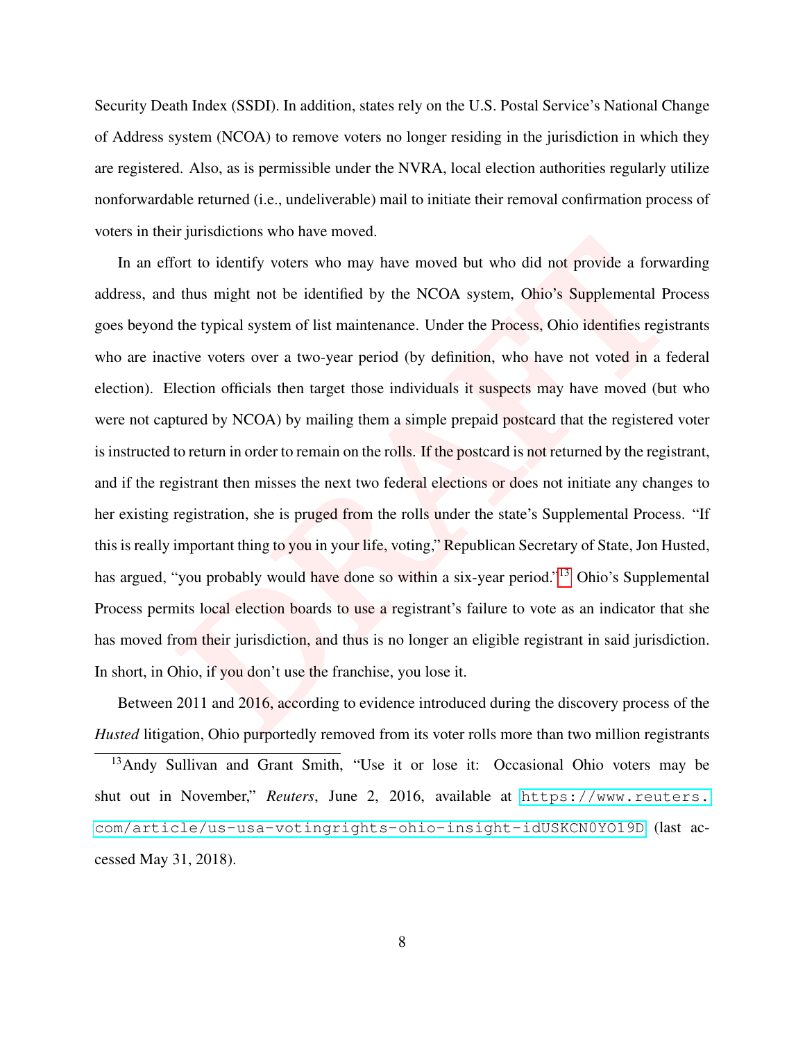Security Death Index (SSDI). In addition, states rely on the U.S. Postal Service's National Change of Address system (NCOA) to remove voters no longer residing in the jurisdiction in which they are registered. Also, as is permissible under the NVRA, local election authorities regularly utilize nonforwardable returned (i.e., undeliverable) mail to initiate their removal confirmation process of voters in their jurisdictions who have moved.

In an effort to identify voters who may have moved but who did not provide a forwarding address, and thus might not be identified by the NCOA system, Ohio's Supplemental Process goes beyond the typical system of list maintenance. Under the Process, Ohio identifies registrants who are inactive voters over a two-year period (by definition, who have not voted in a federal election). Election officials then target those individuals it suspects may have moved (but who were not captured by NCOA) by mailing them a simple prepaid postcard that the registered voter is instructed to return in order to remain on the rolls. If the postcard is not returned by the registrant, and if the registrant then misses the next two federal elections or does not initiate any changes to her existing registration, she is pruged from the rolls under the state's Supplemental Process. "If this is really important thing to you in your life, voting," Republican Secretary of State, Jon Husted, has argued, "you probably would have done so within a six-year period."[13] Ohio's Supplemental Process permits local election boards to use a registrant's failure to vote as an indicator that she has moved from their jurisdiction, and thus is no longer an eligible registrant in said jurisdiction. In short, in Ohio, if you don't use the franchise, you lose it.

Between 2011 and 2016, according to evidence introduced during the discovery process of the *Husted* litigation, Ohio purportedly removed from its voter rolls more than two million registrants

---

[13] Andy Sullivan and Grant Smith, "Use it or lose it: Occasional Ohio voters may be shut out in November," *Reuters*, June 2, 2016, available at https://www.reuters.com/article/us-usa-votingrights-ohio-insight-idUSKCN0YO19D (last accessed May 31, 2018).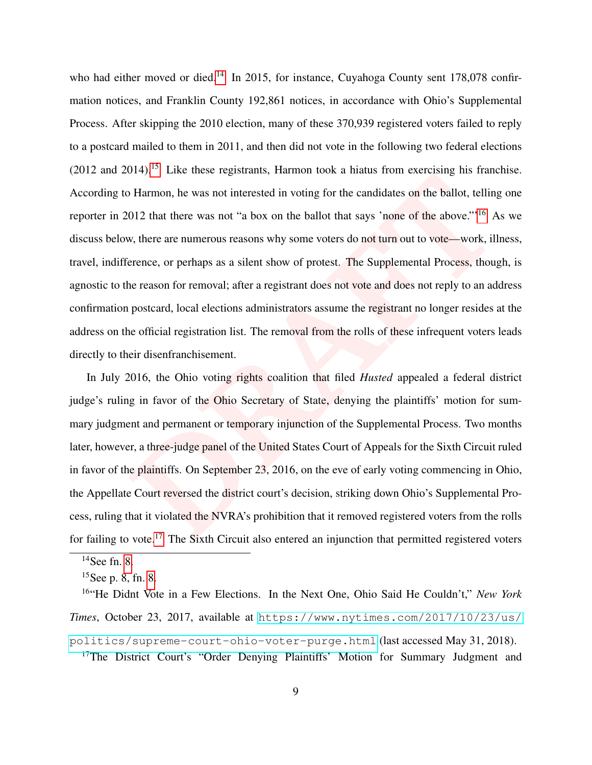who had either moved or died.[14] In 2015, for instance, Cuyahoga County sent 178,078 confirmation notices, and Franklin County 192,861 notices, in accordance with Ohio's Supplemental Process. After skipping the 2010 election, many of these 370,939 registered voters failed to reply to a postcard mailed to them in 2011, and then did not vote in the following two federal elections (2012 and 2014).[15] Like these registrants, Harmon took a hiatus from exercising his franchise. According to Harmon, he was not interested in voting for the candidates on the ballot, telling one reporter in 2012 that there was not "a box on the ballot that says 'none of the above.'"[16] As we discuss below, there are numerous reasons why some voters do not turn out to vote—work, illness, travel, indifference, or perhaps as a silent show of protest. The Supplemental Process, though, is agnostic to the reason for removal; after a registrant does not vote and does not reply to an address confirmation postcard, local elections administrators assume the registrant no longer resides at the address on the official registration list. The removal from the rolls of these infrequent voters leads directly to their disenfranchisement.

In July 2016, the Ohio voting rights coalition that filed *Husted* appealed a federal district judge's ruling in favor of the Ohio Secretary of State, denying the plaintiffs' motion for summary judgment and permanent or temporary injunction of the Supplemental Process. Two months later, however, a three-judge panel of the United States Court of Appeals for the Sixth Circuit ruled in favor of the plaintiffs. On September 23, 2016, on the eve of early voting commencing in Ohio, the Appellate Court reversed the district court's decision, striking down Ohio's Supplemental Process, ruling that it violated the NVRA's prohibition that it removed registered voters from the rolls for failing to vote.[17] The Sixth Circuit also entered an injunction that permitted registered voters

---

[14] See fn. 8.

[15] See p. 8, fn. 8.

[16] "He Didnt Vote in a Few Elections. In the Next One, Ohio Said He Couldn't," *New York Times*, October 23, 2017, available at https://www.nytimes.com/2017/10/23/us/politics/supreme-court-ohio-voter-purge.html (last accessed May 31, 2018).

[17] The District Court's "Order Denying Plaintiffs' Motion for Summary Judgment and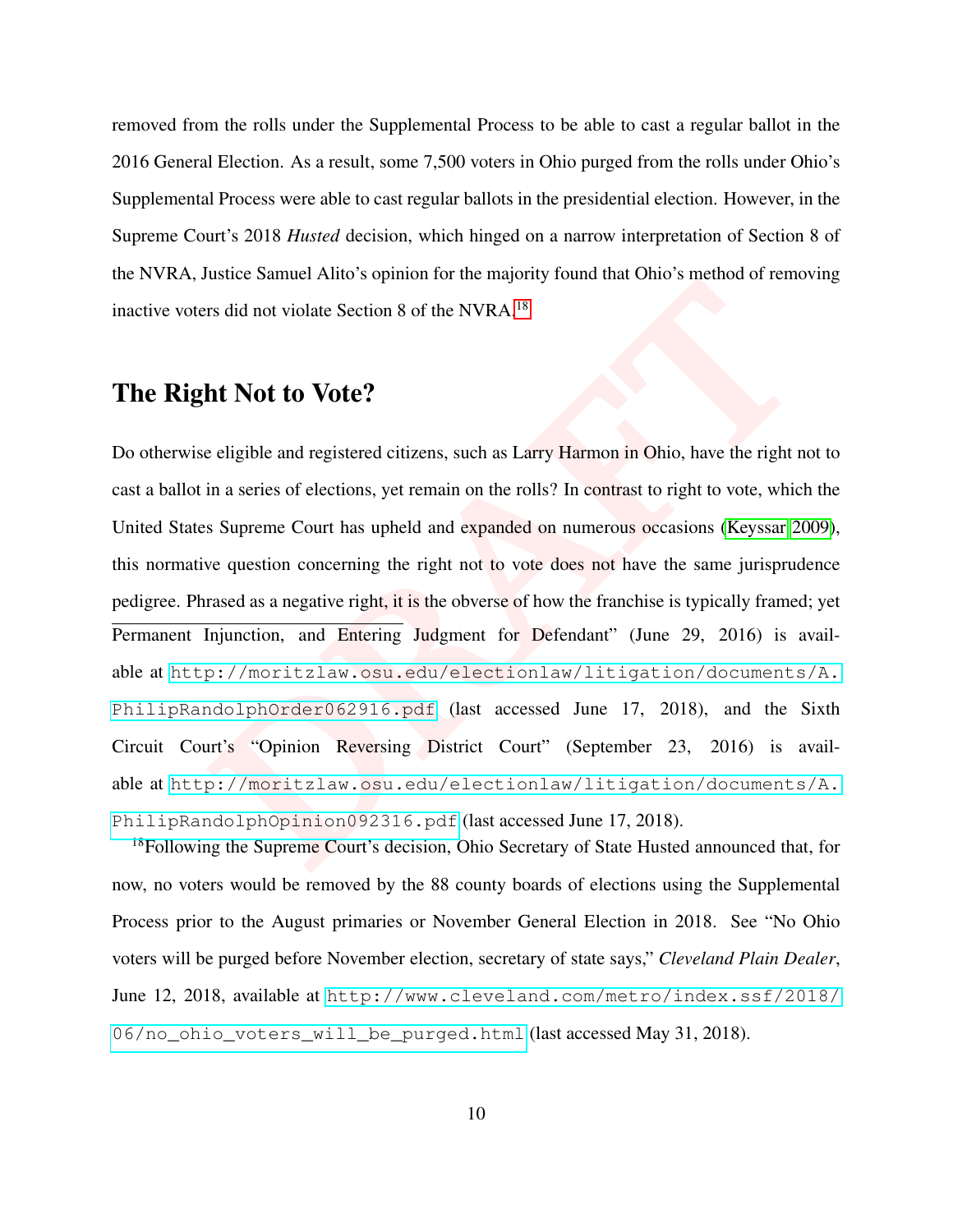removed from the rolls under the Supplemental Process to be able to cast a regular ballot in the 2016 General Election. As a result, some 7,500 voters in Ohio purged from the rolls under Ohio's Supplemental Process were able to cast regular ballots in the presidential election. However, in the Supreme Court's 2018 *Husted* decision, which hinged on a narrow interpretation of Section 8 of the NVRA, Justice Samuel Alito's opinion for the majority found that Ohio's method of removing inactive voters did not violate Section 8 of the NVRA.[18]

## The Right Not to Vote?

Do otherwise eligible and registered citizens, such as Larry Harmon in Ohio, have the right not to cast a ballot in a series of elections, yet remain on the rolls? In contrast to right to vote, which the United States Supreme Court has upheld and expanded on numerous occasions (Keyssar 2009), this normative question concerning the right not to vote does not have the same jurisprudence pedigree. Phrased as a negative right, it is the obverse of how the franchise is typically framed; yet

---

Permanent Injunction, and Entering Judgment for Defendant" (June 29, 2016) is available at http://moritzlaw.osu.edu/electionlaw/litigation/documents/A.PhilipRandolphOrder062916.pdf (last accessed June 17, 2018), and the Sixth Circuit Court's "Opinion Reversing District Court" (September 23, 2016) is available at http://moritzlaw.osu.edu/electionlaw/litigation/documents/A.PhilipRandolphOpinion092316.pdf (last accessed June 17, 2018).

[18]Following the Supreme Court's decision, Ohio Secretary of State Husted announced that, for now, no voters would be removed by the 88 county boards of elections using the Supplemental Process prior to the August primaries or November General Election in 2018. See "No Ohio voters will be purged before November election, secretary of state says," *Cleveland Plain Dealer*, June 12, 2018, available at http://www.cleveland.com/metro/index.ssf/2018/06/no_ohio_voters_will_be_purged.html (last accessed May 31, 2018).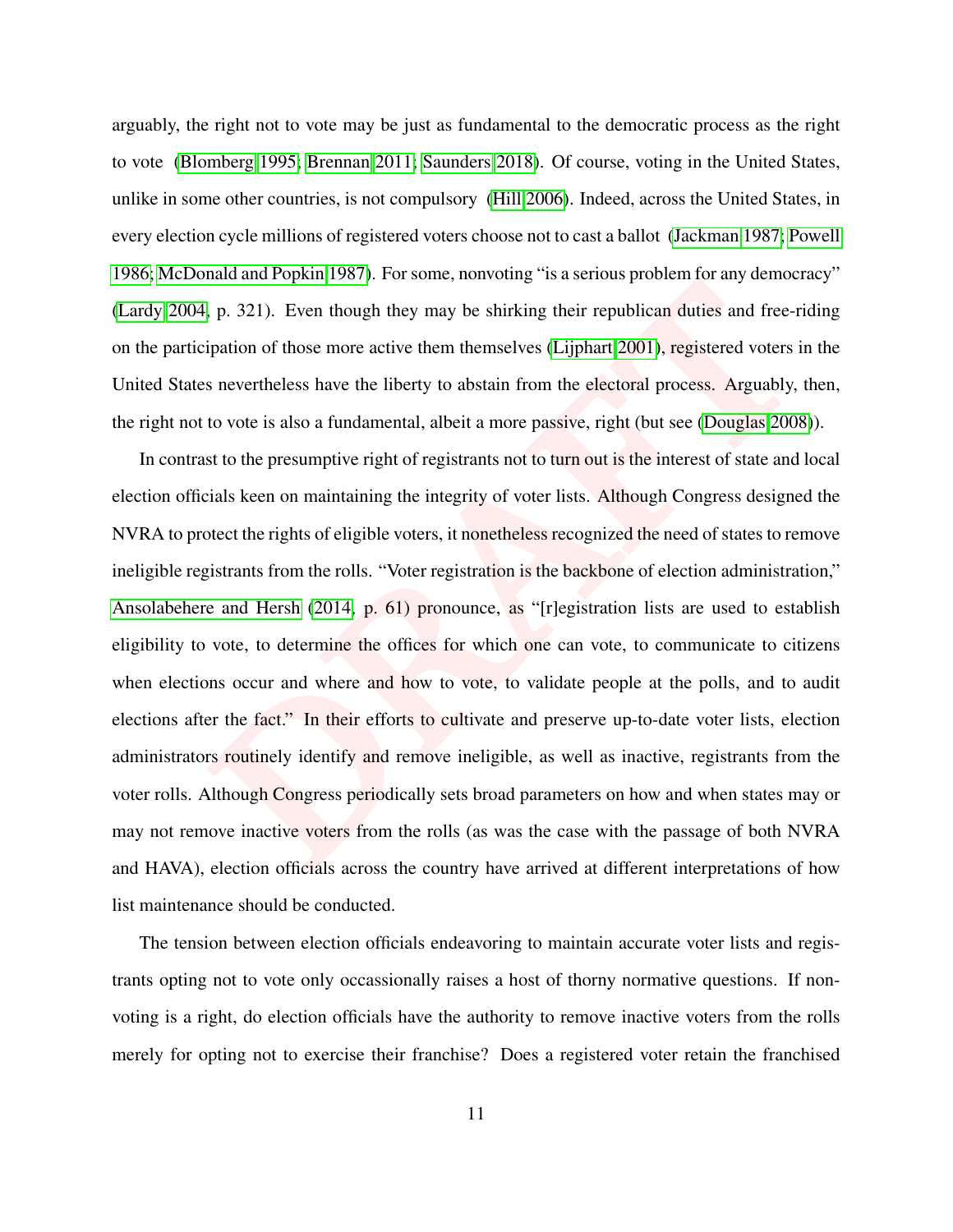arguably, the right not to vote may be just as fundamental to the democratic process as the right to vote (Blomberg 1995; Brennan 2011; Saunders 2018). Of course, voting in the United States, unlike in some other countries, is not compulsory (Hill 2006). Indeed, across the United States, in every election cycle millions of registered voters choose not to cast a ballot (Jackman 1987; Powell 1986; McDonald and Popkin 1987). For some, nonvoting "is a serious problem for any democracy" (Lardy 2004, p. 321). Even though they may be shirking their republican duties and free-riding on the participation of those more active them themselves (Lijphart 2001), registered voters in the United States nevertheless have the liberty to abstain from the electoral process. Arguably, then, the right not to vote is also a fundamental, albeit a more passive, right (but see (Douglas 2008)).

In contrast to the presumptive right of registrants not to turn out is the interest of state and local election officials keen on maintaining the integrity of voter lists. Although Congress designed the NVRA to protect the rights of eligible voters, it nonetheless recognized the need of states to remove ineligible registrants from the rolls. "Voter registration is the backbone of election administration," Ansolabehere and Hersh (2014, p. 61) pronounce, as "[r]egistration lists are used to establish eligibility to vote, to determine the offices for which one can vote, to communicate to citizens when elections occur and where and how to vote, to validate people at the polls, and to audit elections after the fact." In their efforts to cultivate and preserve up-to-date voter lists, election administrators routinely identify and remove ineligible, as well as inactive, registrants from the voter rolls. Although Congress periodically sets broad parameters on how and when states may or may not remove inactive voters from the rolls (as was the case with the passage of both NVRA and HAVA), election officials across the country have arrived at different interpretations of how list maintenance should be conducted.

The tension between election officials endeavoring to maintain accurate voter lists and registrants opting not to vote only occassionally raises a host of thorny normative questions. If nonvoting is a right, do election officials have the authority to remove inactive voters from the rolls merely for opting not to exercise their franchise? Does a registered voter retain the franchised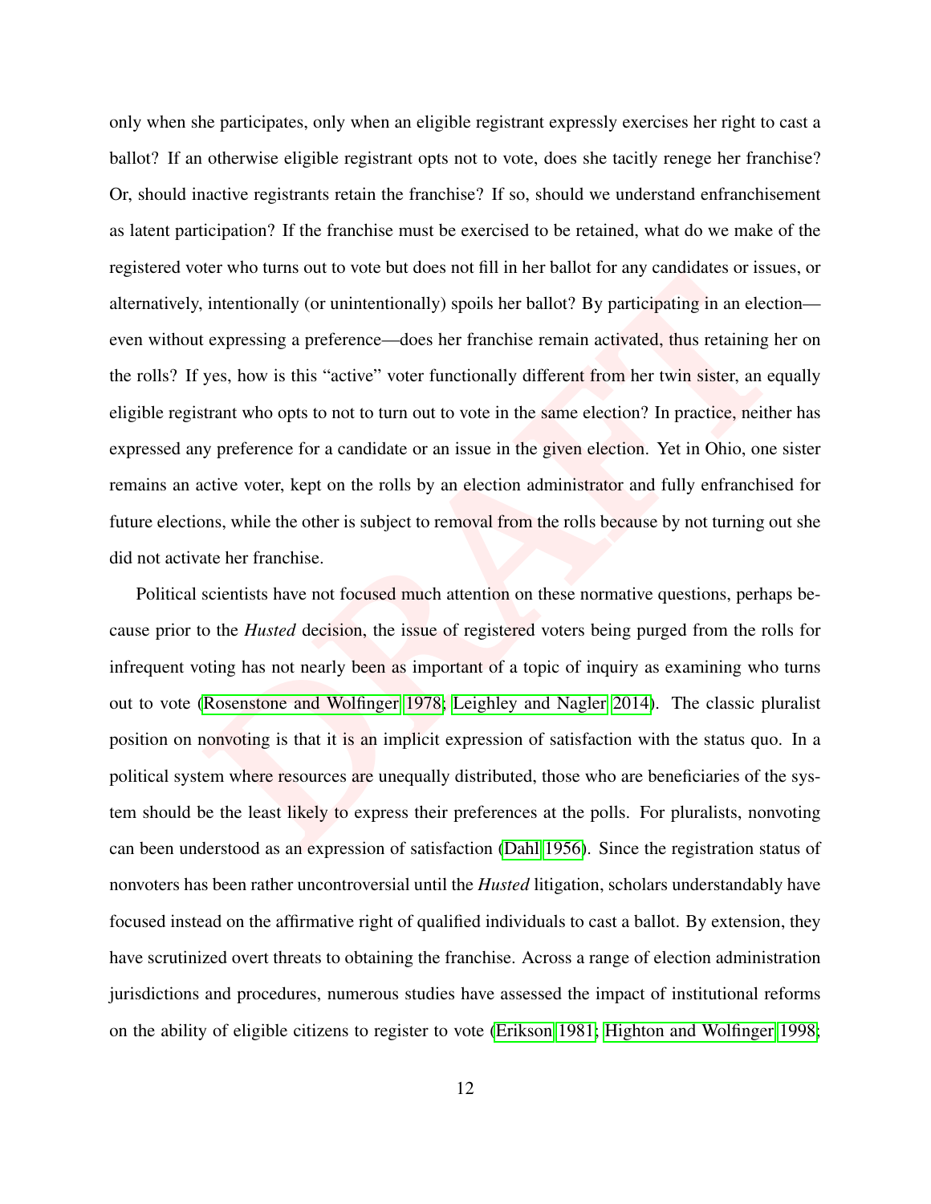only when she participates, only when an eligible registrant expressly exercises her right to cast a ballot? If an otherwise eligible registrant opts not to vote, does she tacitly renege her franchise? Or, should inactive registrants retain the franchise? If so, should we understand enfranchisement as latent participation? If the franchise must be exercised to be retained, what do we make of the registered voter who turns out to vote but does not fill in her ballot for any candidates or issues, or alternatively, intentionally (or unintentionally) spoils her ballot? By participating in an election—even without expressing a preference—does her franchise remain activated, thus retaining her on the rolls? If yes, how is this "active" voter functionally different from her twin sister, an equally eligible registrant who opts to not to turn out to vote in the same election? In practice, neither has expressed any preference for a candidate or an issue in the given election. Yet in Ohio, one sister remains an active voter, kept on the rolls by an election administrator and fully enfranchised for future elections, while the other is subject to removal from the rolls because by not turning out she did not activate her franchise.

Political scientists have not focused much attention on these normative questions, perhaps because prior to the *Husted* decision, the issue of registered voters being purged from the rolls for infrequent voting has not nearly been as important of a topic of inquiry as examining who turns out to vote (Rosenstone and Wolfinger 1978; Leighley and Nagler 2014). The classic pluralist position on nonvoting is that it is an implicit expression of satisfaction with the status quo. In a political system where resources are unequally distributed, those who are beneficiaries of the system should be the least likely to express their preferences at the polls. For pluralists, nonvoting can been understood as an expression of satisfaction (Dahl 1956). Since the registration status of nonvoters has been rather uncontroversial until the *Husted* litigation, scholars understandably have focused instead on the affirmative right of qualified individuals to cast a ballot. By extension, they have scrutinized overt threats to obtaining the franchise. Across a range of election administration jurisdictions and procedures, numerous studies have assessed the impact of institutional reforms on the ability of eligible citizens to register to vote (Erikson 1981; Highton and Wolfinger 1998;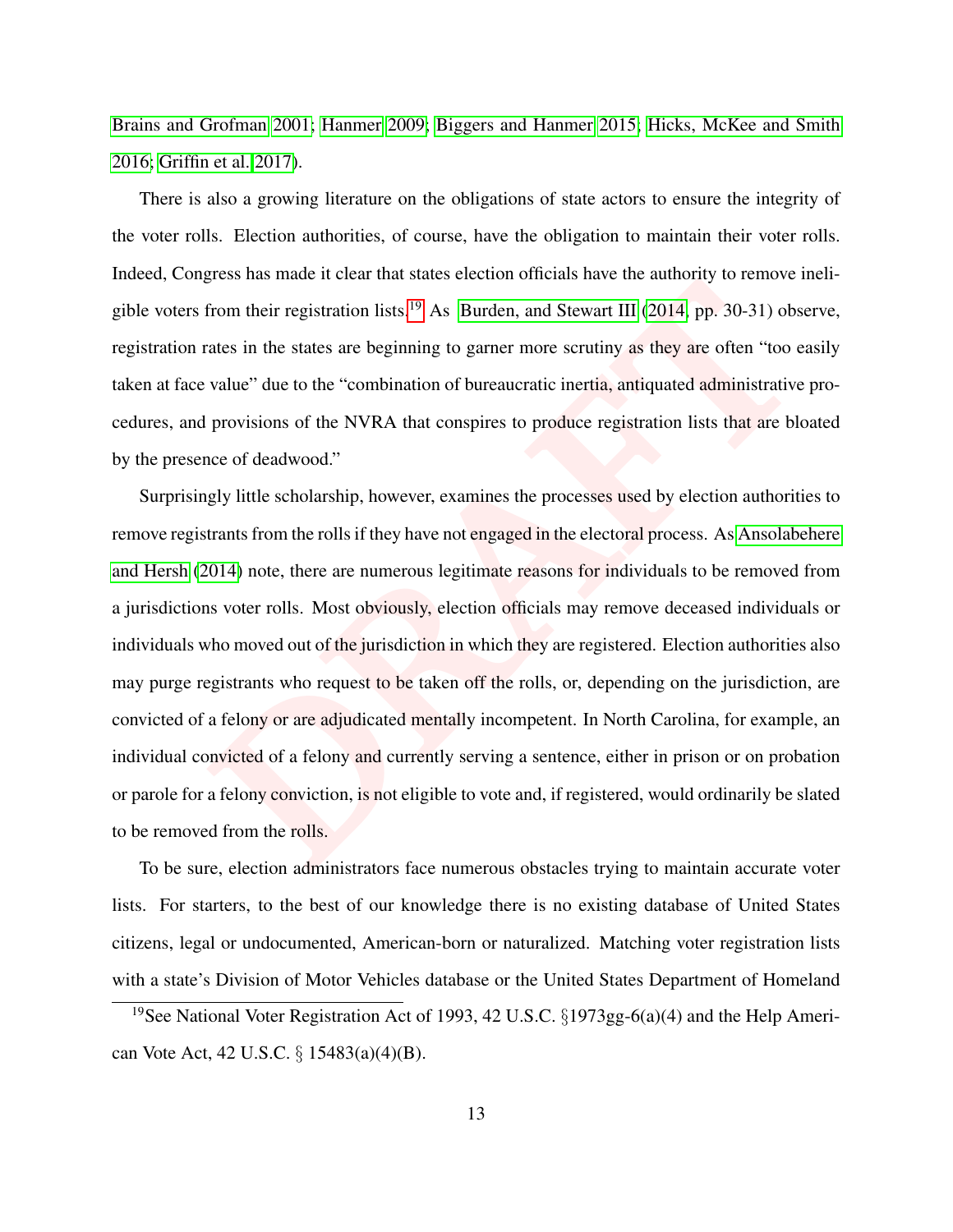Brains and Grofman 2001; Hanmer 2009; Biggers and Hanmer 2015; Hicks, McKee and Smith 2016; Griffin et al. 2017).

There is also a growing literature on the obligations of state actors to ensure the integrity of the voter rolls. Election authorities, of course, have the obligation to maintain their voter rolls. Indeed, Congress has made it clear that states election officials have the authority to remove ineligible voters from their registration lists.[19] As Burden, and Stewart III (2014, pp. 30-31) observe, registration rates in the states are beginning to garner more scrutiny as they are often "too easily taken at face value" due to the "combination of bureaucratic inertia, antiquated administrative procedures, and provisions of the NVRA that conspires to produce registration lists that are bloated by the presence of deadwood."

Surprisingly little scholarship, however, examines the processes used by election authorities to remove registrants from the rolls if they have not engaged in the electoral process. As Ansolabehere and Hersh (2014) note, there are numerous legitimate reasons for individuals to be removed from a jurisdictions voter rolls. Most obviously, election officials may remove deceased individuals or individuals who moved out of the jurisdiction in which they are registered. Election authorities also may purge registrants who request to be taken off the rolls, or, depending on the jurisdiction, are convicted of a felony or are adjudicated mentally incompetent. In North Carolina, for example, an individual convicted of a felony and currently serving a sentence, either in prison or on probation or parole for a felony conviction, is not eligible to vote and, if registered, would ordinarily be slated to be removed from the rolls.

To be sure, election administrators face numerous obstacles trying to maintain accurate voter lists. For starters, to the best of our knowledge there is no existing database of United States citizens, legal or undocumented, American-born or naturalized. Matching voter registration lists with a state's Division of Motor Vehicles database or the United States Department of Homeland

[19] See National Voter Registration Act of 1993, 42 U.S.C. §1973gg-6(a)(4) and the Help American Vote Act, 42 U.S.C. § 15483(a)(4)(B).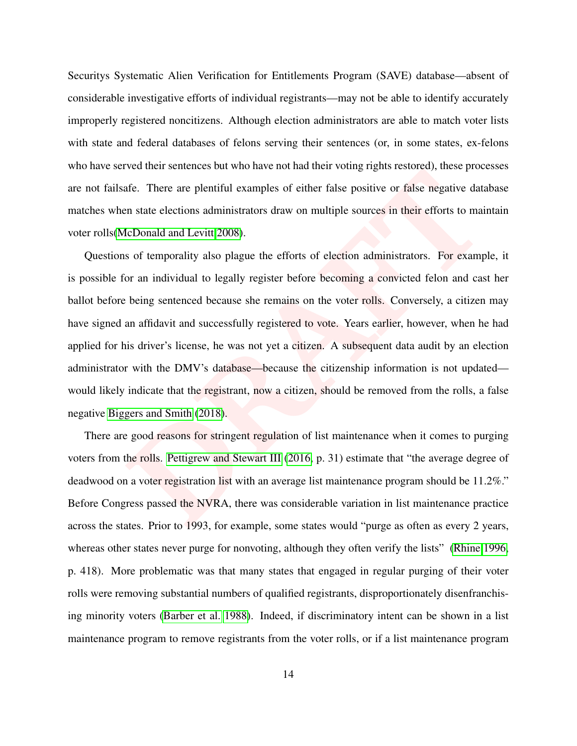Securitys Systematic Alien Verification for Entitlements Program (SAVE) database—absent of considerable investigative efforts of individual registrants—may not be able to identify accurately improperly registered noncitizens. Although election administrators are able to match voter lists with state and federal databases of felons serving their sentences (or, in some states, ex-felons who have served their sentences but who have not had their voting rights restored), these processes are not failsafe. There are plentiful examples of either false positive or false negative database matches when state elections administrators draw on multiple sources in their efforts to maintain voter rolls(McDonald and Levitt 2008).

Questions of temporality also plague the efforts of election administrators. For example, it is possible for an individual to legally register before becoming a convicted felon and cast her ballot before being sentenced because she remains on the voter rolls. Conversely, a citizen may have signed an affidavit and successfully registered to vote. Years earlier, however, when he had applied for his driver's license, he was not yet a citizen. A subsequent data audit by an election administrator with the DMV's database—because the citizenship information is not updated—would likely indicate that the registrant, now a citizen, should be removed from the rolls, a false negative Biggers and Smith (2018).

There are good reasons for stringent regulation of list maintenance when it comes to purging voters from the rolls. Pettigrew and Stewart III (2016, p. 31) estimate that "the average degree of deadwood on a voter registration list with an average list maintenance program should be 11.2%." Before Congress passed the NVRA, there was considerable variation in list maintenance practice across the states. Prior to 1993, for example, some states would "purge as often as every 2 years, whereas other states never purge for nonvoting, although they often verify the lists" (Rhine 1996, p. 418). More problematic was that many states that engaged in regular purging of their voter rolls were removing substantial numbers of qualified registrants, disproportionately disenfranchising minority voters (Barber et al. 1988). Indeed, if discriminatory intent can be shown in a list maintenance program to remove registrants from the voter rolls, or if a list maintenance program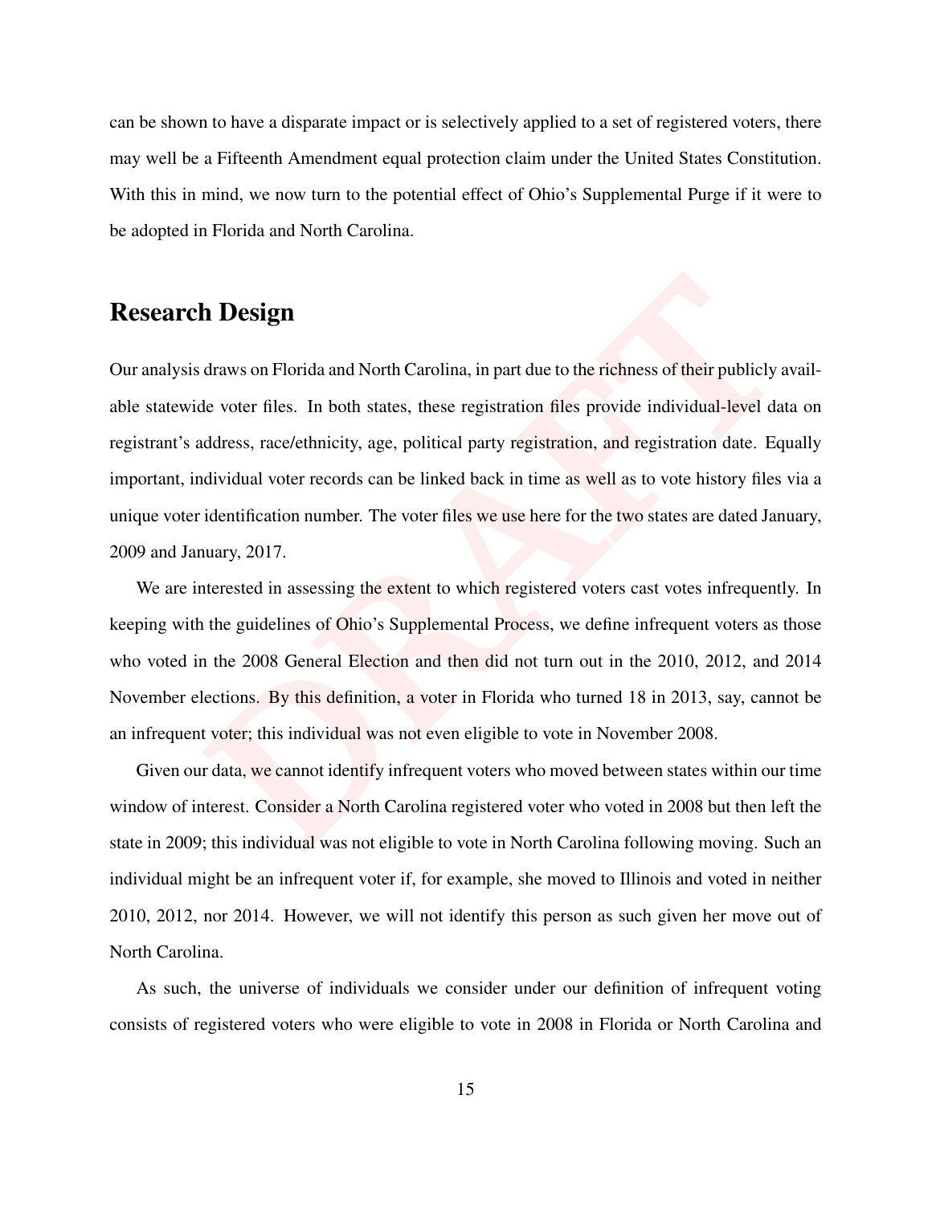can be shown to have a disparate impact or is selectively applied to a set of registered voters, there may well be a Fifteenth Amendment equal protection claim under the United States Constitution. With this in mind, we now turn to the potential effect of Ohio's Supplemental Purge if it were to be adopted in Florida and North Carolina.

## Research Design

Our analysis draws on Florida and North Carolina, in part due to the richness of their publicly available statewide voter files. In both states, these registration files provide individual-level data on registrant's address, race/ethnicity, age, political party registration, and registration date. Equally important, individual voter records can be linked back in time as well as to vote history files via a unique voter identification number. The voter files we use here for the two states are dated January, 2009 and January, 2017.

We are interested in assessing the extent to which registered voters cast votes infrequently. In keeping with the guidelines of Ohio's Supplemental Process, we define infrequent voters as those who voted in the 2008 General Election and then did not turn out in the 2010, 2012, and 2014 November elections. By this definition, a voter in Florida who turned 18 in 2013, say, cannot be an infrequent voter; this individual was not even eligible to vote in November 2008.

Given our data, we cannot identify infrequent voters who moved between states within our time window of interest. Consider a North Carolina registered voter who voted in 2008 but then left the state in 2009; this individual was not eligible to vote in North Carolina following moving. Such an individual might be an infrequent voter if, for example, she moved to Illinois and voted in neither 2010, 2012, nor 2014. However, we will not identify this person as such given her move out of North Carolina.

As such, the universe of individuals we consider under our definition of infrequent voting consists of registered voters who were eligible to vote in 2008 in Florida or North Carolina and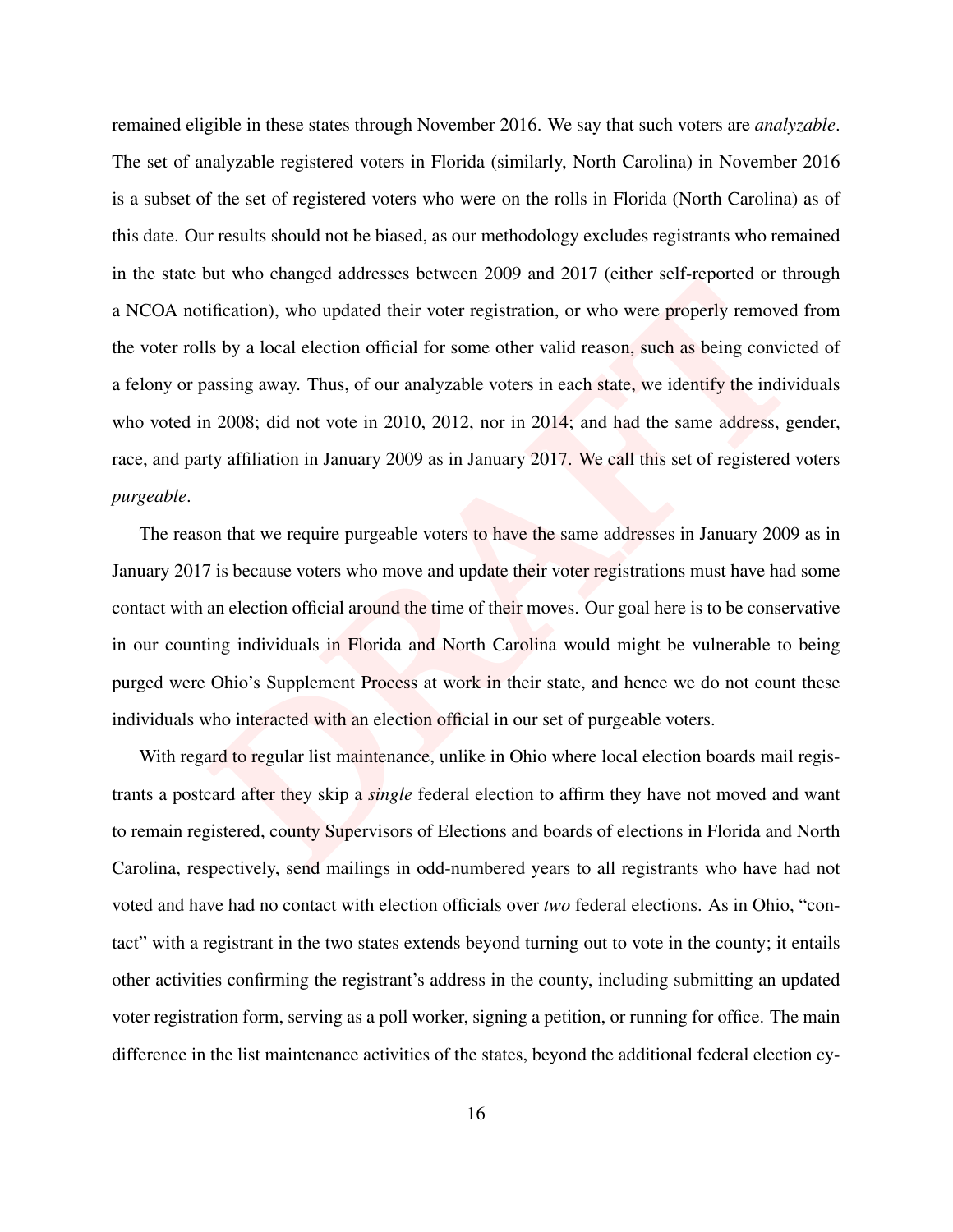remained eligible in these states through November 2016. We say that such voters are *analyzable*. The set of analyzable registered voters in Florida (similarly, North Carolina) in November 2016 is a subset of the set of registered voters who were on the rolls in Florida (North Carolina) as of this date. Our results should not be biased, as our methodology excludes registrants who remained in the state but who changed addresses between 2009 and 2017 (either self-reported or through a NCOA notification), who updated their voter registration, or who were properly removed from the voter rolls by a local election official for some other valid reason, such as being convicted of a felony or passing away. Thus, of our analyzable voters in each state, we identify the individuals who voted in 2008; did not vote in 2010, 2012, nor in 2014; and had the same address, gender, race, and party affiliation in January 2009 as in January 2017. We call this set of registered voters *purgeable*.

The reason that we require purgeable voters to have the same addresses in January 2009 as in January 2017 is because voters who move and update their voter registrations must have had some contact with an election official around the time of their moves. Our goal here is to be conservative in our counting individuals in Florida and North Carolina would might be vulnerable to being purged were Ohio's Supplement Process at work in their state, and hence we do not count these individuals who interacted with an election official in our set of purgeable voters.

With regard to regular list maintenance, unlike in Ohio where local election boards mail registrants a postcard after they skip a *single* federal election to affirm they have not moved and want to remain registered, county Supervisors of Elections and boards of elections in Florida and North Carolina, respectively, send mailings in odd-numbered years to all registrants who have had not voted and have had no contact with election officials over *two* federal elections. As in Ohio, "contact" with a registrant in the two states extends beyond turning out to vote in the county; it entails other activities confirming the registrant's address in the county, including submitting an updated voter registration form, serving as a poll worker, signing a petition, or running for office. The main difference in the list maintenance activities of the states, beyond the additional federal election cy-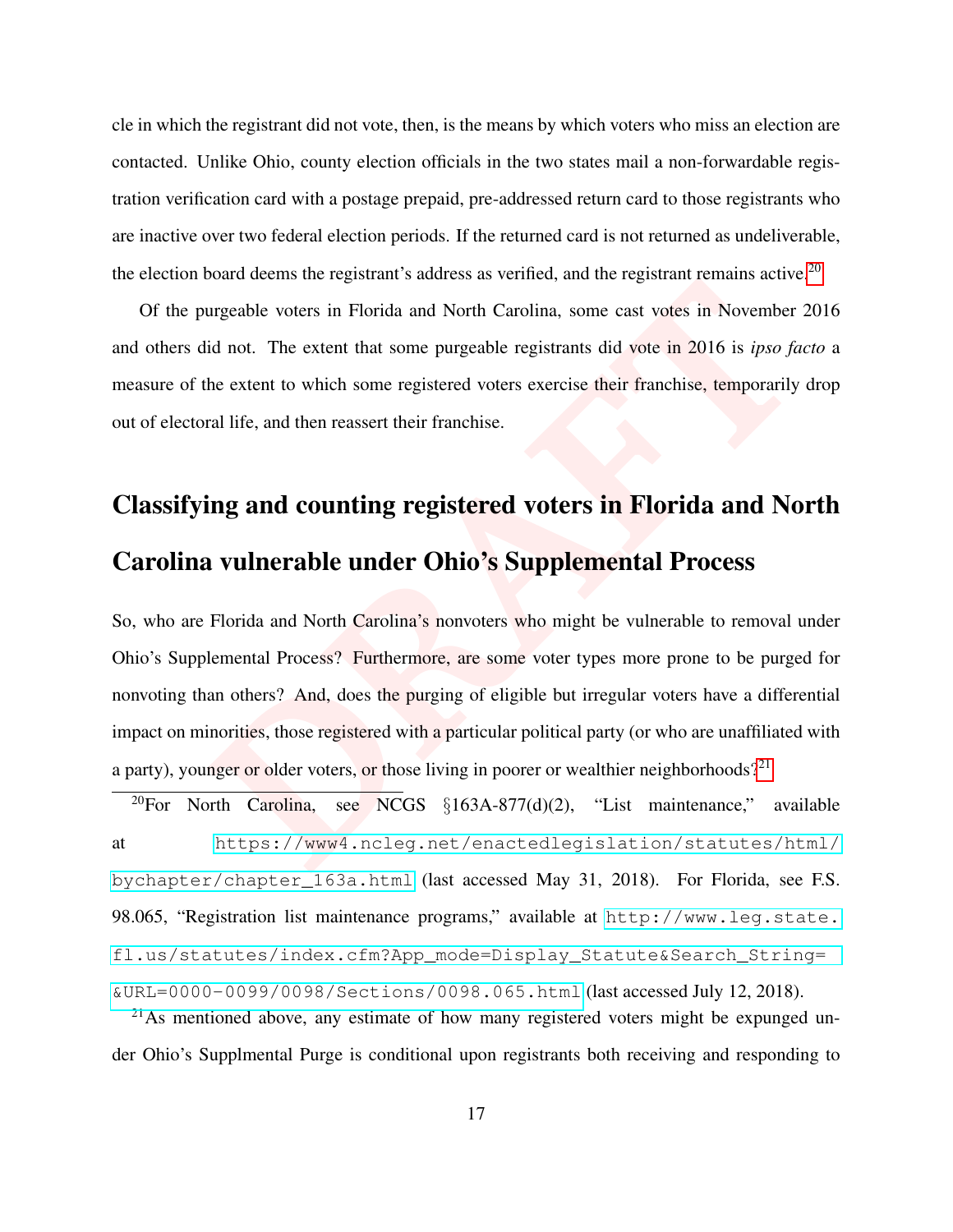cle in which the registrant did not vote, then, is the means by which voters who miss an election are contacted. Unlike Ohio, county election officials in the two states mail a non-forwardable registration verification card with a postage prepaid, pre-addressed return card to those registrants who are inactive over two federal election periods. If the returned card is not returned as undeliverable, the election board deems the registrant's address as verified, and the registrant remains active.[20]

Of the purgeable voters in Florida and North Carolina, some cast votes in November 2016 and others did not. The extent that some purgeable registrants did vote in 2016 is *ipso facto* a measure of the extent to which some registered voters exercise their franchise, temporarily drop out of electoral life, and then reassert their franchise.

## Classifying and counting registered voters in Florida and North Carolina vulnerable under Ohio's Supplemental Process

So, who are Florida and North Carolina's nonvoters who might be vulnerable to removal under Ohio's Supplemental Process? Furthermore, are some voter types more prone to be purged for nonvoting than others? And, does the purging of eligible but irregular voters have a differential impact on minorities, those registered with a particular political party (or who are unaffiliated with a party), younger or older voters, or those living in poorer or wealthier neighborhoods?[21]

---

[20] For North Carolina, see NCGS §163A-877(d)(2), "List maintenance," available at https://www4.ncleg.net/enactedlegislation/statutes/html/bychapter/chapter_163a.html (last accessed May 31, 2018). For Florida, see F.S. 98.065, "Registration list maintenance programs," available at http://www.leg.state.fl.us/statutes/index.cfm?App_mode=Display_Statute&Search_String=&URL=0000-0099/0098/Sections/0098.065.html (last accessed July 12, 2018).

[21] As mentioned above, any estimate of how many registered voters might be expunged under Ohio's Supplmental Purge is conditional upon registrants both receiving and responding to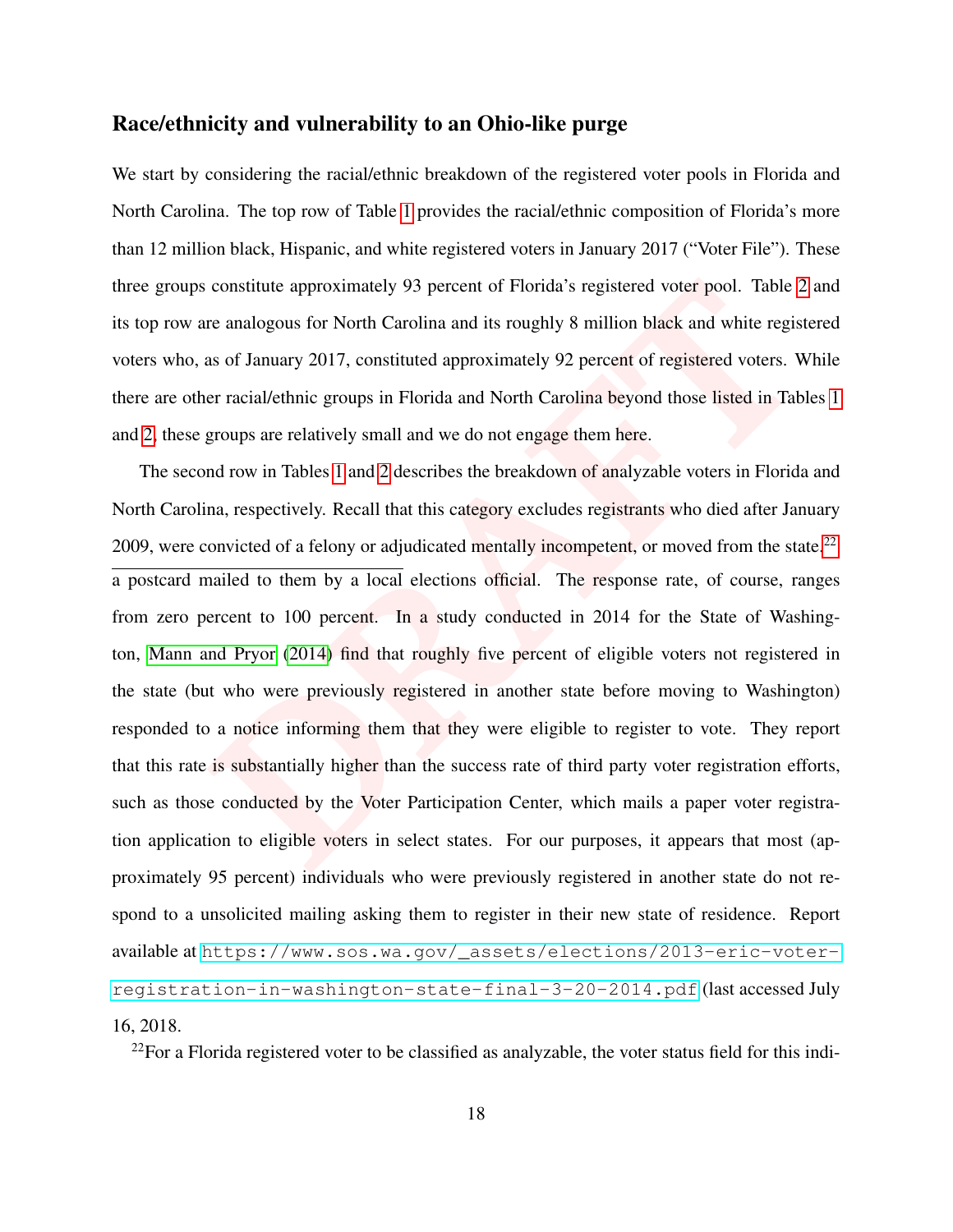### Race/ethnicity and vulnerability to an Ohio-like purge

We start by considering the racial/ethnic breakdown of the registered voter pools in Florida and North Carolina. The top row of Table 1 provides the racial/ethnic composition of Florida's more than 12 million black, Hispanic, and white registered voters in January 2017 ("Voter File"). These three groups constitute approximately 93 percent of Florida's registered voter pool. Table 2 and its top row are analogous for North Carolina and its roughly 8 million black and white registered voters who, as of January 2017, constituted approximately 92 percent of registered voters. While there are other racial/ethnic groups in Florida and North Carolina beyond those listed in Tables 1 and 2, these groups are relatively small and we do not engage them here.

The second row in Tables 1 and 2 describes the breakdown of analyzable voters in Florida and North Carolina, respectively. Recall that this category excludes registrants who died after January 2009, were convicted of a felony or adjudicated mentally incompetent, or moved from the state.[22]

---

a postcard mailed to them by a local elections official. The response rate, of course, ranges from zero percent to 100 percent. In a study conducted in 2014 for the State of Washington, Mann and Pryor (2014) find that roughly five percent of eligible voters not registered in the state (but who were previously registered in another state before moving to Washington) responded to a notice informing them that they were eligible to register to vote. They report that this rate is substantially higher than the success rate of third party voter registration efforts, such as those conducted by the Voter Participation Center, which mails a paper voter registration application to eligible voters in select states. For our purposes, it appears that most (approximately 95 percent) individuals who were previously registered in another state do not respond to a unsolicited mailing asking them to register in their new state of residence. Report available at https://www.sos.wa.gov/_assets/elections/2013-eric-voter-registration-in-washington-state-final-3-20-2014.pdf (last accessed July 16, 2018.

[22]For a Florida registered voter to be classified as analyzable, the voter status field for this indi-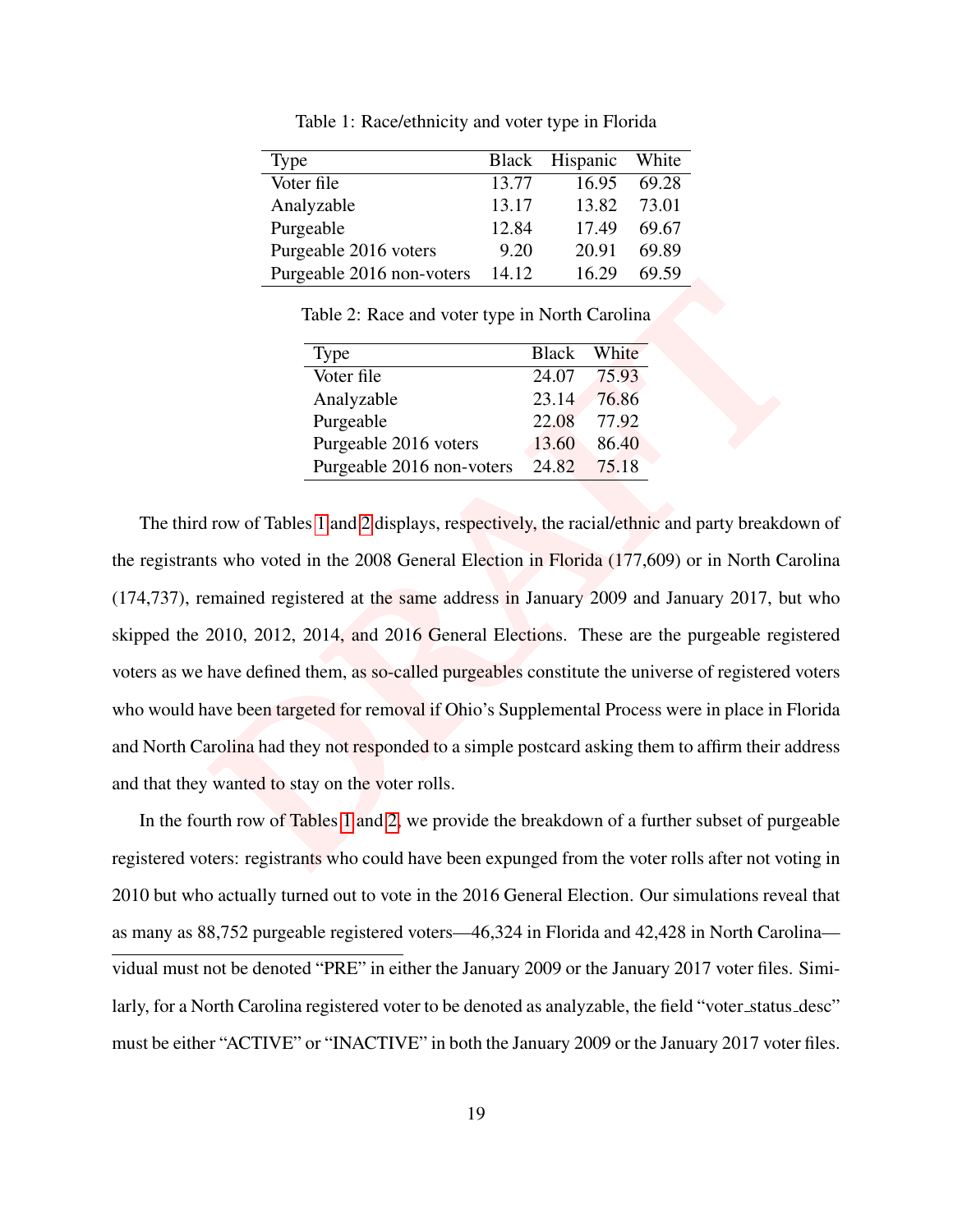Table 1: Race/ethnicity and voter type in Florida

| Type | Black | Hispanic | White |
|---|---|---|---|
| Voter file | 13.77 | 16.95 | 69.28 |
| Analyzable | 13.17 | 13.82 | 73.01 |
| Purgeable | 12.84 | 17.49 | 69.67 |
| Purgeable 2016 voters | 9.20 | 20.91 | 69.89 |
| Purgeable 2016 non-voters | 14.12 | 16.29 | 69.59 |

Table 2: Race and voter type in North Carolina

| Type | Black | White |
|---|---|---|
| Voter file | 24.07 | 75.93 |
| Analyzable | 23.14 | 76.86 |
| Purgeable | 22.08 | 77.92 |
| Purgeable 2016 voters | 13.60 | 86.40 |
| Purgeable 2016 non-voters | 24.82 | 75.18 |

The third row of Tables 1 and 2 displays, respectively, the racial/ethnic and party breakdown of the registrants who voted in the 2008 General Election in Florida (177,609) or in North Carolina (174,737), remained registered at the same address in January 2009 and January 2017, but who skipped the 2010, 2012, 2014, and 2016 General Elections. These are the purgeable registered voters as we have defined them, as so-called purgeables constitute the universe of registered voters who would have been targeted for removal if Ohio's Supplemental Process were in place in Florida and North Carolina had they not responded to a simple postcard asking them to affirm their address and that they wanted to stay on the voter rolls.

In the fourth row of Tables 1 and 2, we provide the breakdown of a further subset of purgeable registered voters: registrants who could have been expunged from the voter rolls after not voting in 2010 but who actually turned out to vote in the 2016 General Election. Our simulations reveal that as many as 88,752 purgeable registered voters—46,324 in Florida and 42,428 in North Carolina—

vidual must not be denoted "PRE" in either the January 2009 or the January 2017 voter files. Similarly, for a North Carolina registered voter to be denoted as analyzable, the field "voter_status_desc" must be either "ACTIVE" or "INACTIVE" in both the January 2009 or the January 2017 voter files.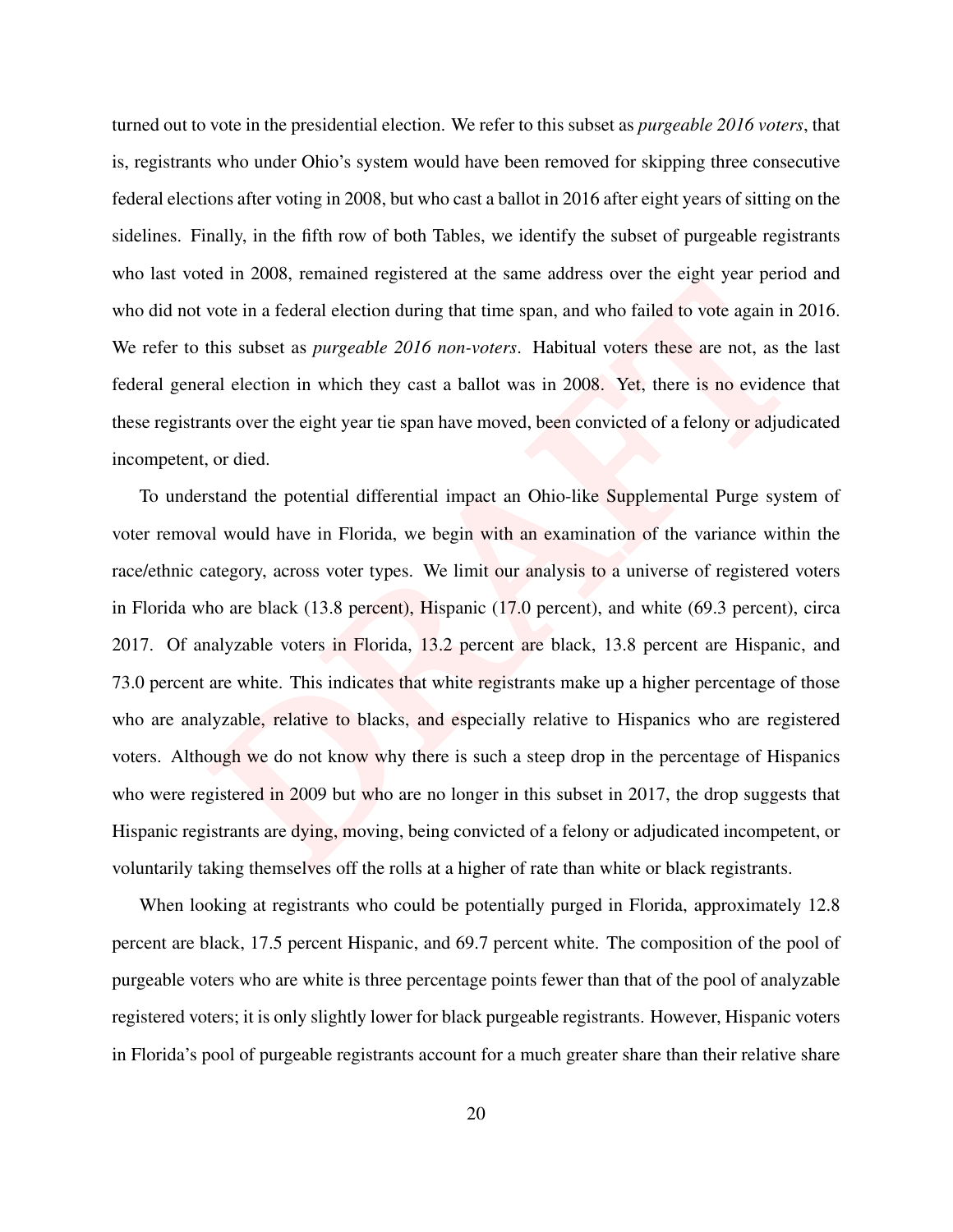turned out to vote in the presidential election. We refer to this subset as *purgeable 2016 voters*, that is, registrants who under Ohio's system would have been removed for skipping three consecutive federal elections after voting in 2008, but who cast a ballot in 2016 after eight years of sitting on the sidelines. Finally, in the fifth row of both Tables, we identify the subset of purgeable registrants who last voted in 2008, remained registered at the same address over the eight year period and who did not vote in a federal election during that time span, and who failed to vote again in 2016. We refer to this subset as *purgeable 2016 non-voters*. Habitual voters these are not, as the last federal general election in which they cast a ballot was in 2008. Yet, there is no evidence that these registrants over the eight year tie span have moved, been convicted of a felony or adjudicated incompetent, or died.

To understand the potential differential impact an Ohio-like Supplemental Purge system of voter removal would have in Florida, we begin with an examination of the variance within the race/ethnic category, across voter types. We limit our analysis to a universe of registered voters in Florida who are black (13.8 percent), Hispanic (17.0 percent), and white (69.3 percent), circa 2017. Of analyzable voters in Florida, 13.2 percent are black, 13.8 percent are Hispanic, and 73.0 percent are white. This indicates that white registrants make up a higher percentage of those who are analyzable, relative to blacks, and especially relative to Hispanics who are registered voters. Although we do not know why there is such a steep drop in the percentage of Hispanics who were registered in 2009 but who are no longer in this subset in 2017, the drop suggests that Hispanic registrants are dying, moving, being convicted of a felony or adjudicated incompetent, or voluntarily taking themselves off the rolls at a higher of rate than white or black registrants.

When looking at registrants who could be potentially purged in Florida, approximately 12.8 percent are black, 17.5 percent Hispanic, and 69.7 percent white. The composition of the pool of purgeable voters who are white is three percentage points fewer than that of the pool of analyzable registered voters; it is only slightly lower for black purgeable registrants. However, Hispanic voters in Florida's pool of purgeable registrants account for a much greater share than their relative share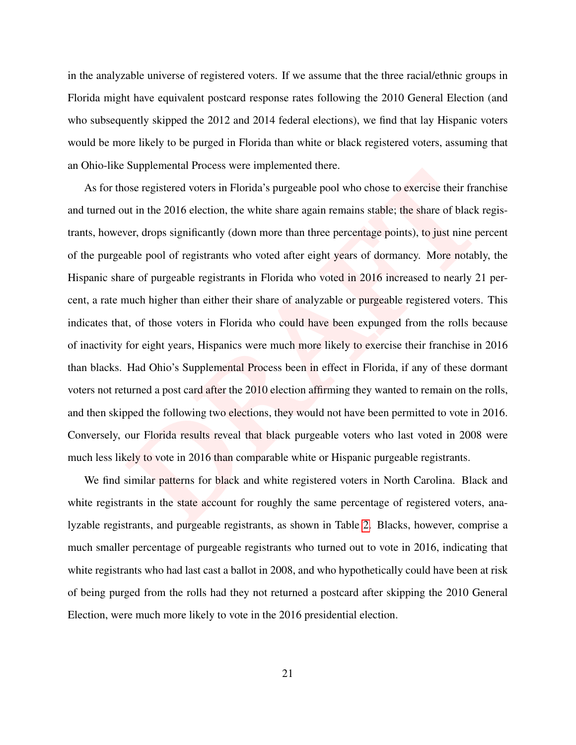in the analyzable universe of registered voters. If we assume that the three racial/ethnic groups in Florida might have equivalent postcard response rates following the 2010 General Election (and who subsequently skipped the 2012 and 2014 federal elections), we find that lay Hispanic voters would be more likely to be purged in Florida than white or black registered voters, assuming that an Ohio-like Supplemental Process were implemented there.

As for those registered voters in Florida's purgeable pool who chose to exercise their franchise and turned out in the 2016 election, the white share again remains stable; the share of black registrants, however, drops significantly (down more than three percentage points), to just nine percent of the purgeable pool of registrants who voted after eight years of dormancy. More notably, the Hispanic share of purgeable registrants in Florida who voted in 2016 increased to nearly 21 percent, a rate much higher than either their share of analyzable or purgeable registered voters. This indicates that, of those voters in Florida who could have been expunged from the rolls because of inactivity for eight years, Hispanics were much more likely to exercise their franchise in 2016 than blacks. Had Ohio's Supplemental Process been in effect in Florida, if any of these dormant voters not returned a post card after the 2010 election affirming they wanted to remain on the rolls, and then skipped the following two elections, they would not have been permitted to vote in 2016. Conversely, our Florida results reveal that black purgeable voters who last voted in 2008 were much less likely to vote in 2016 than comparable white or Hispanic purgeable registrants.

We find similar patterns for black and white registered voters in North Carolina. Black and white registrants in the state account for roughly the same percentage of registered voters, analyzable registrants, and purgeable registrants, as shown in Table 2. Blacks, however, comprise a much smaller percentage of purgeable registrants who turned out to vote in 2016, indicating that white registrants who had last cast a ballot in 2008, and who hypothetically could have been at risk of being purged from the rolls had they not returned a postcard after skipping the 2010 General Election, were much more likely to vote in the 2016 presidential election.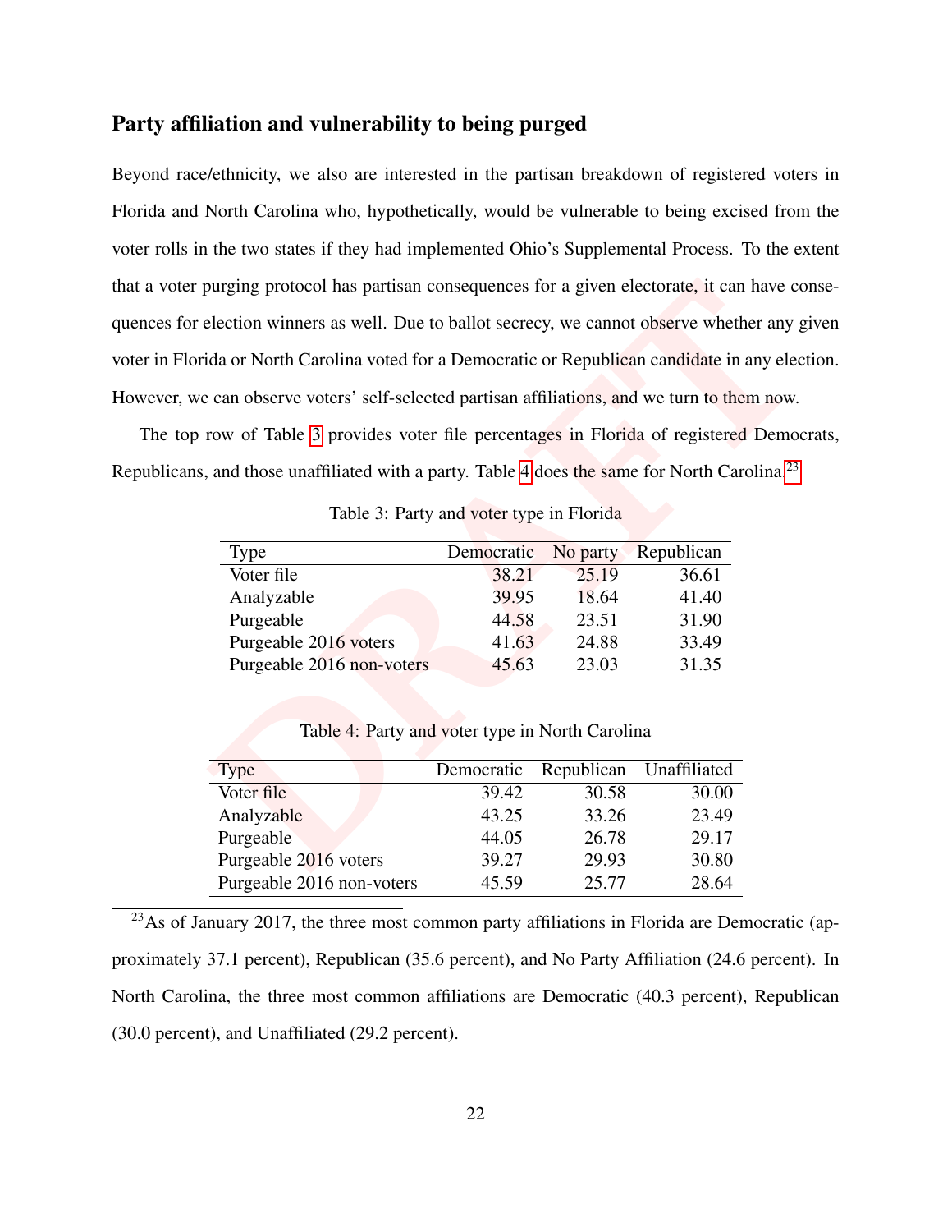## Party affiliation and vulnerability to being purged

Beyond race/ethnicity, we also are interested in the partisan breakdown of registered voters in Florida and North Carolina who, hypothetically, would be vulnerable to being excised from the voter rolls in the two states if they had implemented Ohio's Supplemental Process. To the extent that a voter purging protocol has partisan consequences for a given electorate, it can have consequences for election winners as well. Due to ballot secrecy, we cannot observe whether any given voter in Florida or North Carolina voted for a Democratic or Republican candidate in any election. However, we can observe voters' self-selected partisan affiliations, and we turn to them now.

The top row of Table 3 provides voter file percentages in Florida of registered Democrats, Republicans, and those unaffiliated with a party. Table 4 does the same for North Carolina.[23]

Table 3: Party and voter type in Florida

| Type | Democratic | No party | Republican |
|---|---|---|---|
| Voter file | 38.21 | 25.19 | 36.61 |
| Analyzable | 39.95 | 18.64 | 41.40 |
| Purgeable | 44.58 | 23.51 | 31.90 |
| Purgeable 2016 voters | 41.63 | 24.88 | 33.49 |
| Purgeable 2016 non-voters | 45.63 | 23.03 | 31.35 |

Table 4: Party and voter type in North Carolina

| Type | Democratic | Republican | Unaffiliated |
|---|---|---|---|
| Voter file | 39.42 | 30.58 | 30.00 |
| Analyzable | 43.25 | 33.26 | 23.49 |
| Purgeable | 44.05 | 26.78 | 29.17 |
| Purgeable 2016 voters | 39.27 | 29.93 | 30.80 |
| Purgeable 2016 non-voters | 45.59 | 25.77 | 28.64 |

[23] As of January 2017, the three most common party affiliations in Florida are Democratic (approximately 37.1 percent), Republican (35.6 percent), and No Party Affiliation (24.6 percent). In North Carolina, the three most common affiliations are Democratic (40.3 percent), Republican (30.0 percent), and Unaffiliated (29.2 percent).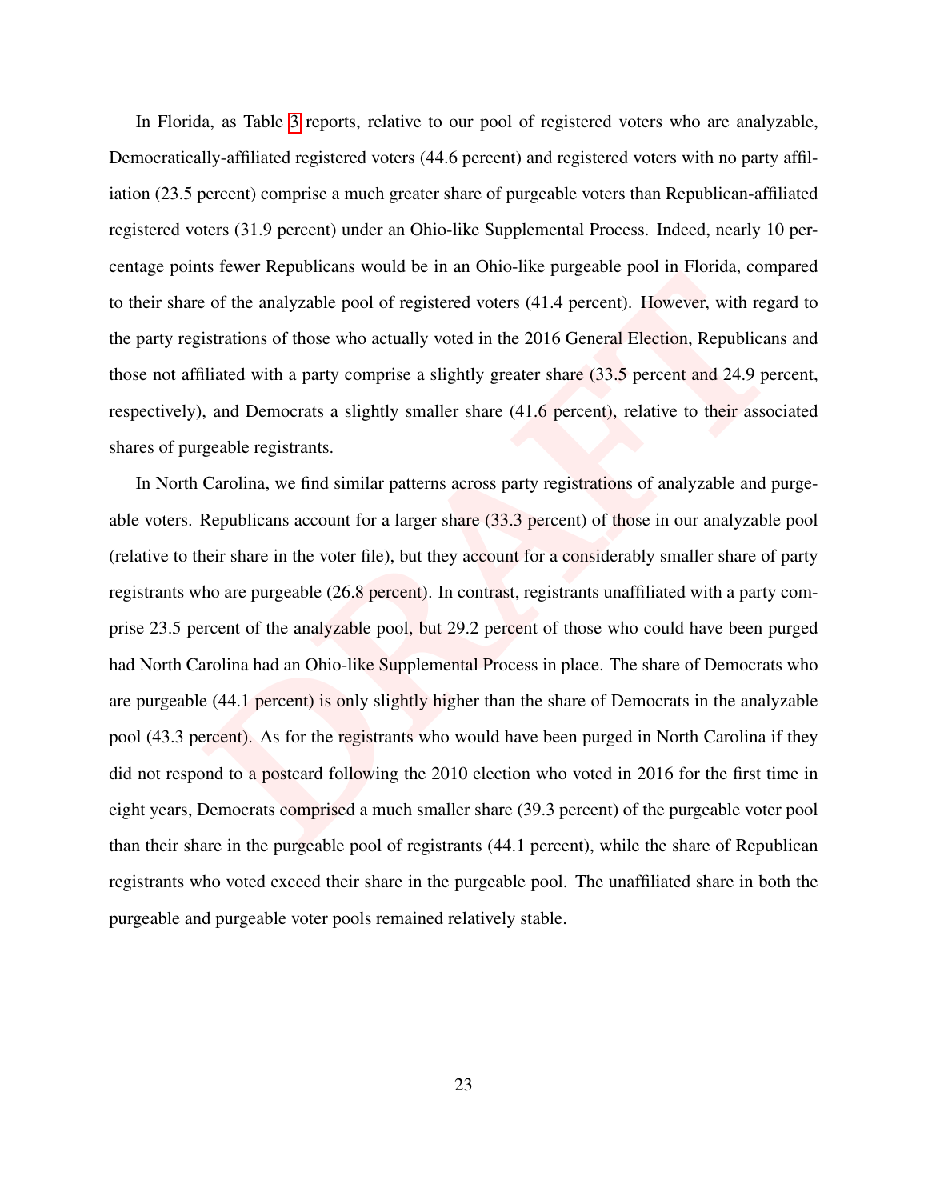In Florida, as Table 3 reports, relative to our pool of registered voters who are analyzable, Democratically-affiliated registered voters (44.6 percent) and registered voters with no party affiliation (23.5 percent) comprise a much greater share of purgeable voters than Republican-affiliated registered voters (31.9 percent) under an Ohio-like Supplemental Process. Indeed, nearly 10 percentage points fewer Republicans would be in an Ohio-like purgeable pool in Florida, compared to their share of the analyzable pool of registered voters (41.4 percent). However, with regard to the party registrations of those who actually voted in the 2016 General Election, Republicans and those not affiliated with a party comprise a slightly greater share (33.5 percent and 24.9 percent, respectively), and Democrats a slightly smaller share (41.6 percent), relative to their associated shares of purgeable registrants.

In North Carolina, we find similar patterns across party registrations of analyzable and purgeable voters. Republicans account for a larger share (33.3 percent) of those in our analyzable pool (relative to their share in the voter file), but they account for a considerably smaller share of party registrants who are purgeable (26.8 percent). In contrast, registrants unaffiliated with a party comprise 23.5 percent of the analyzable pool, but 29.2 percent of those who could have been purged had North Carolina had an Ohio-like Supplemental Process in place. The share of Democrats who are purgeable (44.1 percent) is only slightly higher than the share of Democrats in the analyzable pool (43.3 percent). As for the registrants who would have been purged in North Carolina if they did not respond to a postcard following the 2010 election who voted in 2016 for the first time in eight years, Democrats comprised a much smaller share (39.3 percent) of the purgeable voter pool than their share in the purgeable pool of registrants (44.1 percent), while the share of Republican registrants who voted exceed their share in the purgeable pool. The unaffiliated share in both the purgeable and purgeable voter pools remained relatively stable.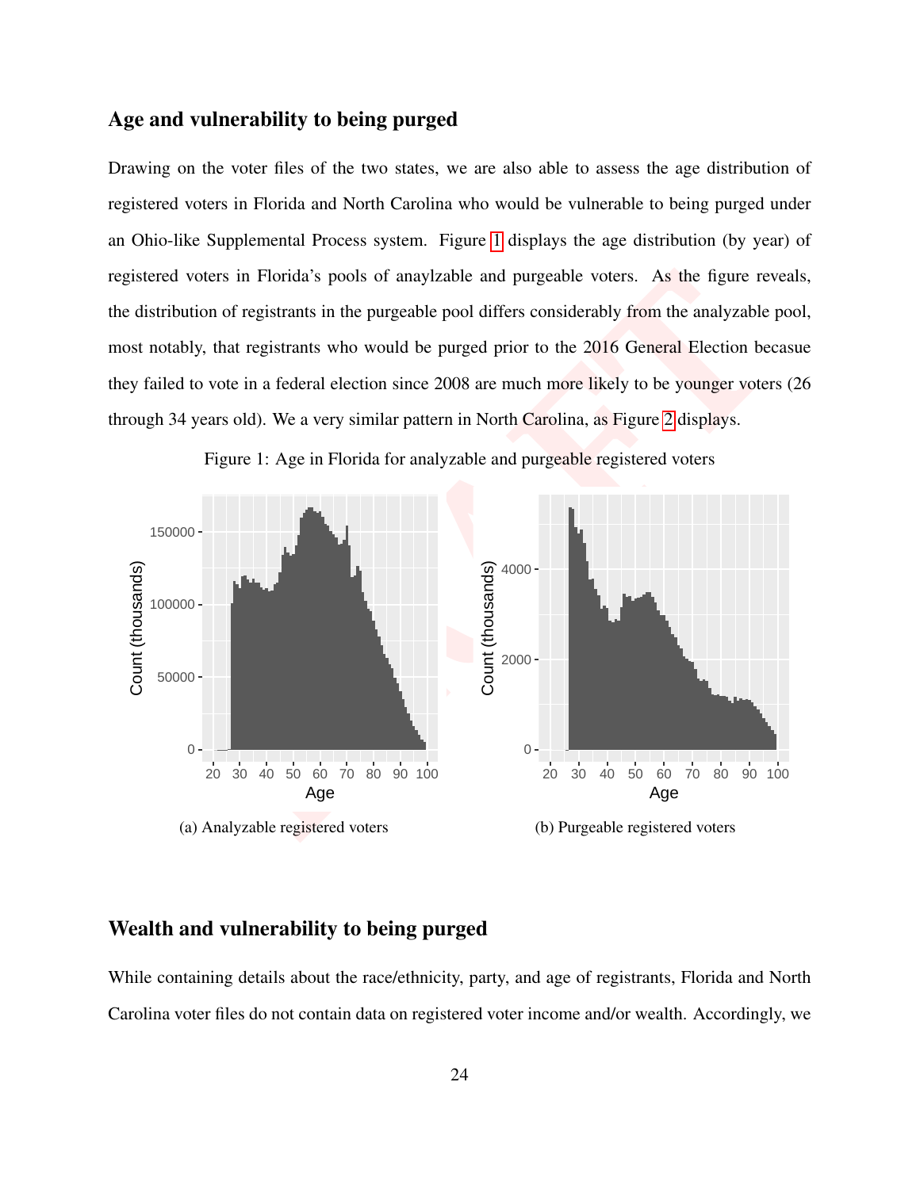## Age and vulnerability to being purged

Drawing on the voter files of the two states, we are also able to assess the age distribution of registered voters in Florida and North Carolina who would be vulnerable to being purged under an Ohio-like Supplemental Process system. Figure 1 displays the age distribution (by year) of registered voters in Florida's pools of anaylzable and purgeable voters. As the figure reveals, the distribution of registrants in the purgeable pool differs considerably from the analyzable pool, most notably, that registrants who would be purged prior to the 2016 General Election becasue they failed to vote in a federal election since 2008 are much more likely to be younger voters (26 through 34 years old). We a very similar pattern in North Carolina, as Figure 2 displays.

Figure 1: Age in Florida for analyzable and purgeable registered voters

(a) Analyzable registered voters

(b) Purgeable registered voters

## Wealth and vulnerability to being purged

While containing details about the race/ethnicity, party, and age of registrants, Florida and North Carolina voter files do not contain data on registered voter income and/or wealth. Accordingly, we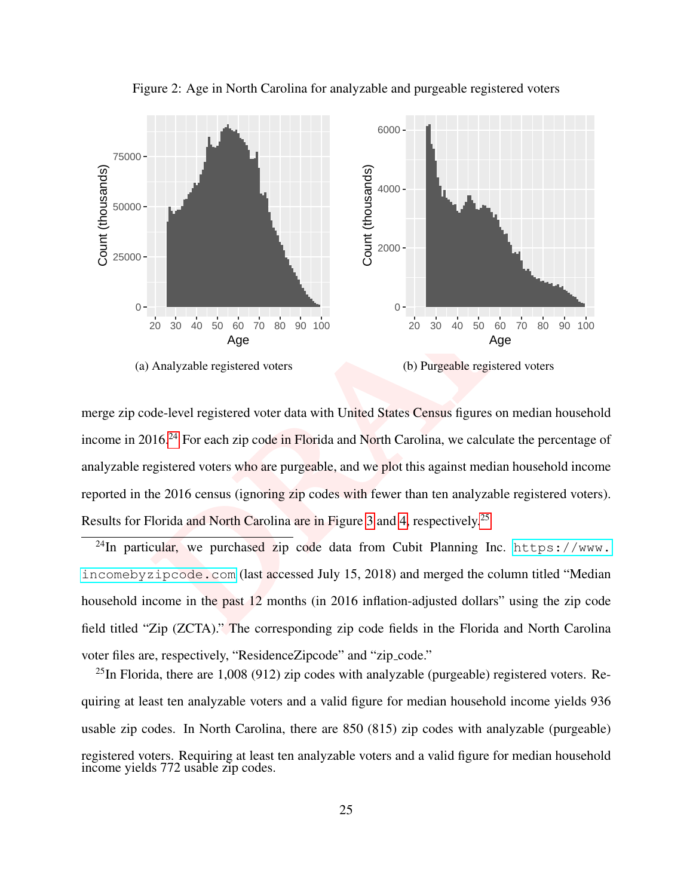Figure 2: Age in North Carolina for analyzable and purgeable registered voters

(a) Analyzable registered voters

(b) Purgeable registered voters

merge zip code-level registered voter data with United States Census figures on median household income in 2016.[24] For each zip code in Florida and North Carolina, we calculate the percentage of analyzable registered voters who are purgeable, and we plot this against median household income reported in the 2016 census (ignoring zip codes with fewer than ten analyzable registered voters). Results for Florida and North Carolina are in Figure 3 and 4, respectively.[25]

[24]In particular, we purchased zip code data from Cubit Planning Inc. https://www.incomebyzipcode.com (last accessed July 15, 2018) and merged the column titled "Median household income in the past 12 months (in 2016 inflation-adjusted dollars" using the zip code field titled "Zip (ZCTA)." The corresponding zip code fields in the Florida and North Carolina voter files are, respectively, "ResidenceZipcode" and "zip_code."

[25]In Florida, there are 1,008 (912) zip codes with analyzable (purgeable) registered voters. Requiring at least ten analyzable voters and a valid figure for median household income yields 936 usable zip codes. In North Carolina, there are 850 (815) zip codes with analyzable (purgeable) registered voters. Requiring at least ten analyzable voters and a valid figure for median household income yields 772 usable zip codes.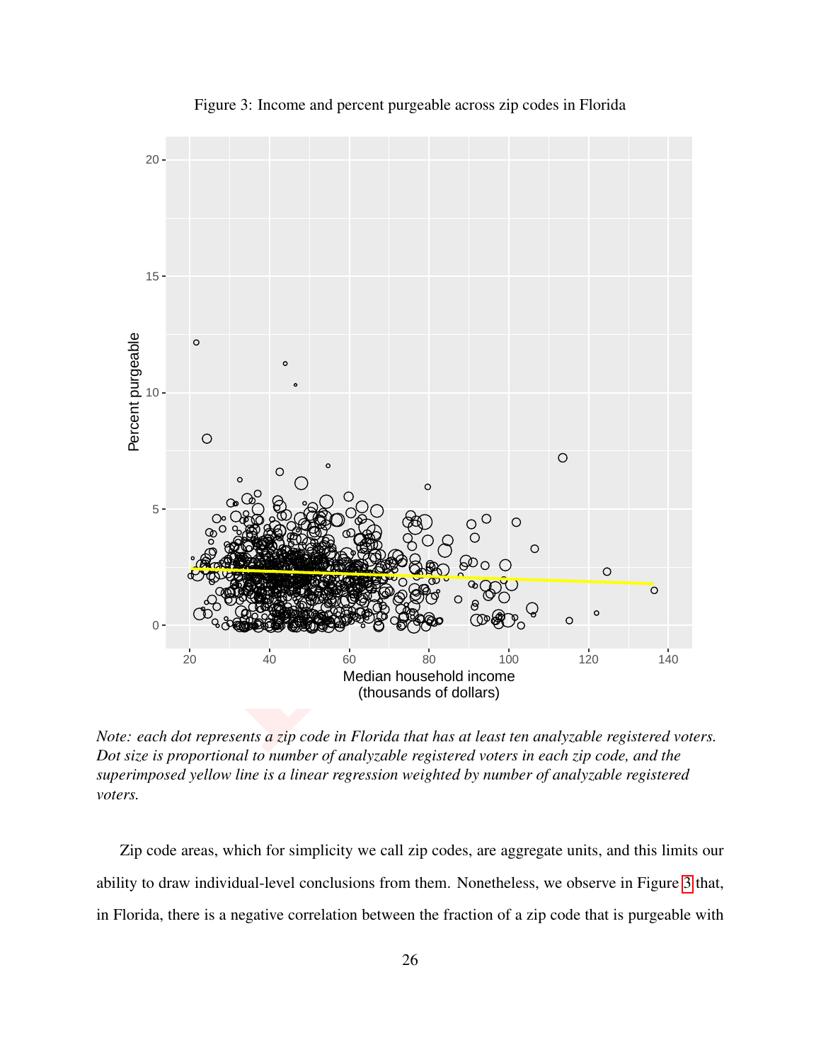Figure 3: Income and percent purgeable across zip codes in Florida

*Note: each dot represents a zip code in Florida that has at least ten analyzable registered voters. Dot size is proportional to number of analyzable registered voters in each zip code, and the superimposed yellow line is a linear regression weighted by number of analyzable registered voters.*

Zip code areas, which for simplicity we call zip codes, are aggregate units, and this limits our ability to draw individual-level conclusions from them. Nonetheless, we observe in Figure 3 that, in Florida, there is a negative correlation between the fraction of a zip code that is purgeable with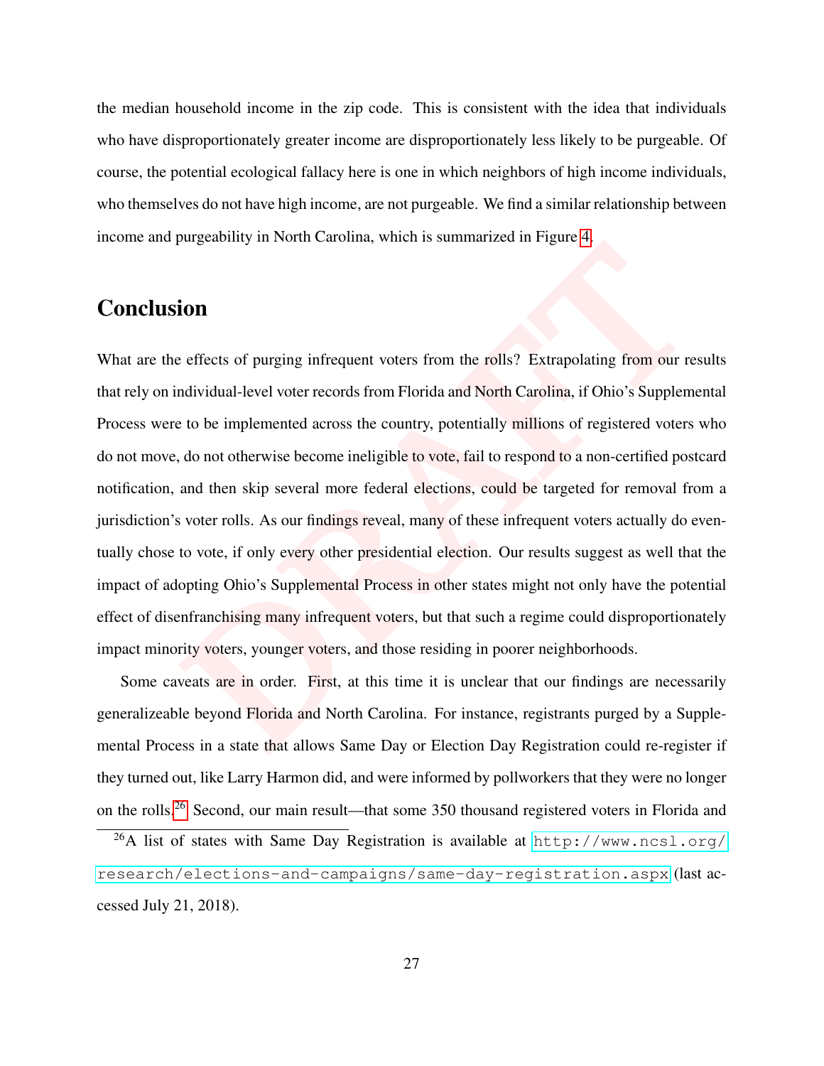the median household income in the zip code. This is consistent with the idea that individuals who have disproportionately greater income are disproportionately less likely to be purgeable. Of course, the potential ecological fallacy here is one in which neighbors of high income individuals, who themselves do not have high income, are not purgeable. We find a similar relationship between income and purgeability in North Carolina, which is summarized in Figure 4.

## Conclusion

What are the effects of purging infrequent voters from the rolls? Extrapolating from our results that rely on individual-level voter records from Florida and North Carolina, if Ohio's Supplemental Process were to be implemented across the country, potentially millions of registered voters who do not move, do not otherwise become ineligible to vote, fail to respond to a non-certified postcard notification, and then skip several more federal elections, could be targeted for removal from a jurisdiction's voter rolls. As our findings reveal, many of these infrequent voters actually do eventually chose to vote, if only every other presidential election. Our results suggest as well that the impact of adopting Ohio's Supplemental Process in other states might not only have the potential effect of disenfranchising many infrequent voters, but that such a regime could disproportionately impact minority voters, younger voters, and those residing in poorer neighborhoods.

Some caveats are in order. First, at this time it is unclear that our findings are necessarily generalizeable beyond Florida and North Carolina. For instance, registrants purged by a Supplemental Process in a state that allows Same Day or Election Day Registration could re-register if they turned out, like Larry Harmon did, and were informed by pollworkers that they were no longer on the rolls.[26] Second, our main result—that some 350 thousand registered voters in Florida and

[26] A list of states with Same Day Registration is available at http://www.ncsl.org/research/elections-and-campaigns/same-day-registration.aspx (last accessed July 21, 2018).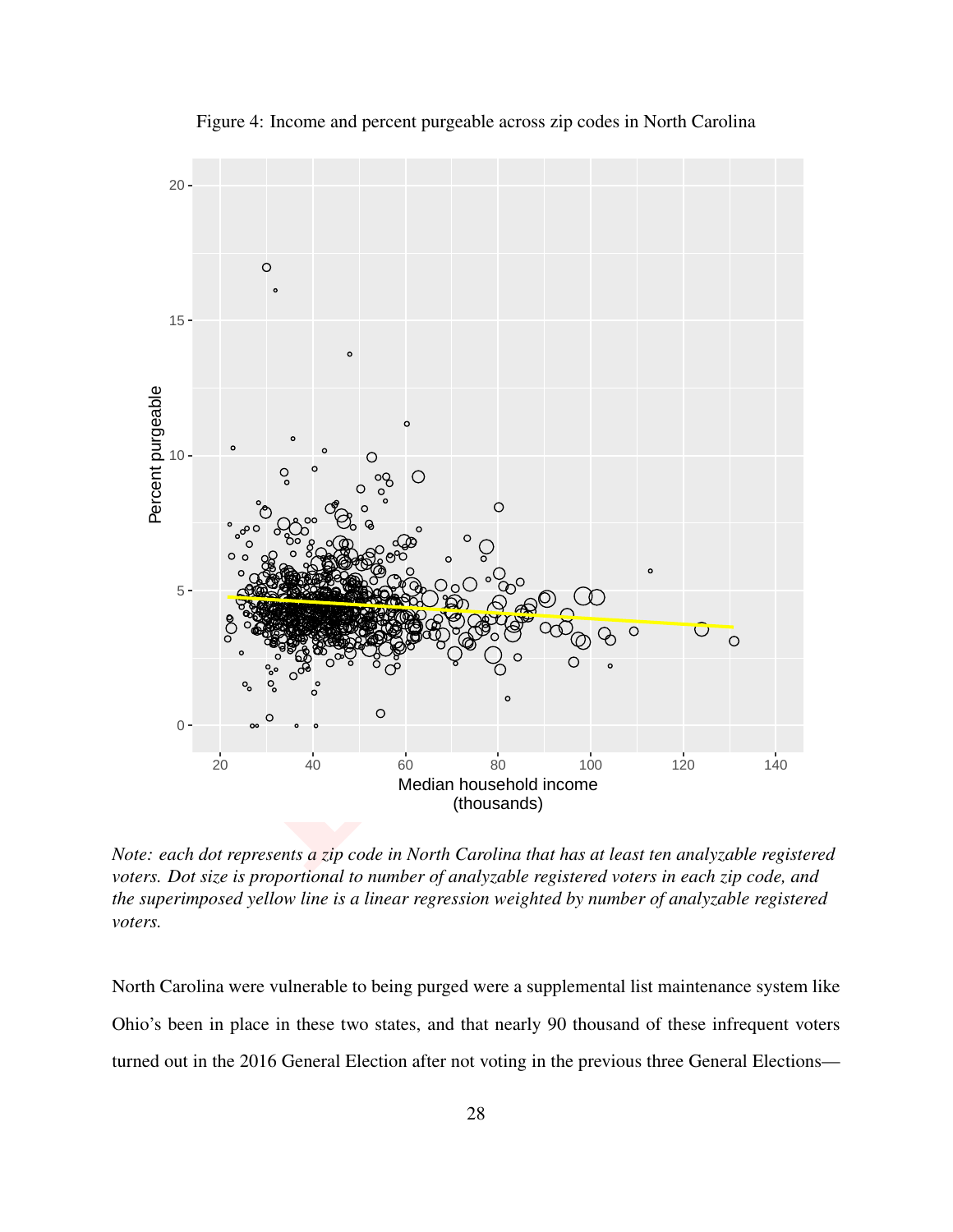Figure 4: Income and percent purgeable across zip codes in North Carolina

*Note: each dot represents a zip code in North Carolina that has at least ten analyzable registered voters. Dot size is proportional to number of analyzable registered voters in each zip code, and the superimposed yellow line is a linear regression weighted by number of analyzable registered voters.*

North Carolina were vulnerable to being purged were a supplemental list maintenance system like Ohio's been in place in these two states, and that nearly 90 thousand of these infrequent voters turned out in the 2016 General Election after not voting in the previous three General Elections—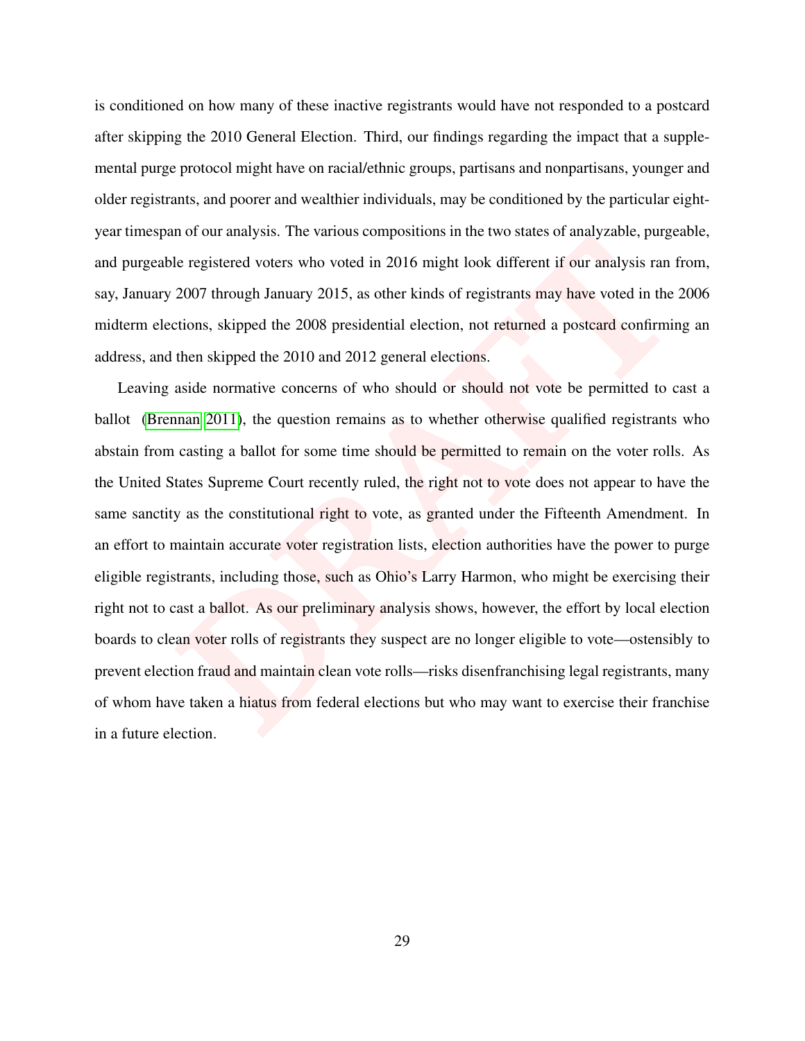is conditioned on how many of these inactive registrants would have not responded to a postcard after skipping the 2010 General Election. Third, our findings regarding the impact that a supplemental purge protocol might have on racial/ethnic groups, partisans and nonpartisans, younger and older registrants, and poorer and wealthier individuals, may be conditioned by the particular eight-year timespan of our analysis. The various compositions in the two states of analyzable, purgeable, and purgeable registered voters who voted in 2016 might look different if our analysis ran from, say, January 2007 through January 2015, as other kinds of registrants may have voted in the 2006 midterm elections, skipped the 2008 presidential election, not returned a postcard confirming an address, and then skipped the 2010 and 2012 general elections.

Leaving aside normative concerns of who should or should not vote be permitted to cast a ballot (Brennan 2011), the question remains as to whether otherwise qualified registrants who abstain from casting a ballot for some time should be permitted to remain on the voter rolls. As the United States Supreme Court recently ruled, the right not to vote does not appear to have the same sanctity as the constitutional right to vote, as granted under the Fifteenth Amendment. In an effort to maintain accurate voter registration lists, election authorities have the power to purge eligible registrants, including those, such as Ohio's Larry Harmon, who might be exercising their right not to cast a ballot. As our preliminary analysis shows, however, the effort by local election boards to clean voter rolls of registrants they suspect are no longer eligible to vote—ostensibly to prevent election fraud and maintain clean vote rolls—risks disenfranchising legal registrants, many of whom have taken a hiatus from federal elections but who may want to exercise their franchise in a future election.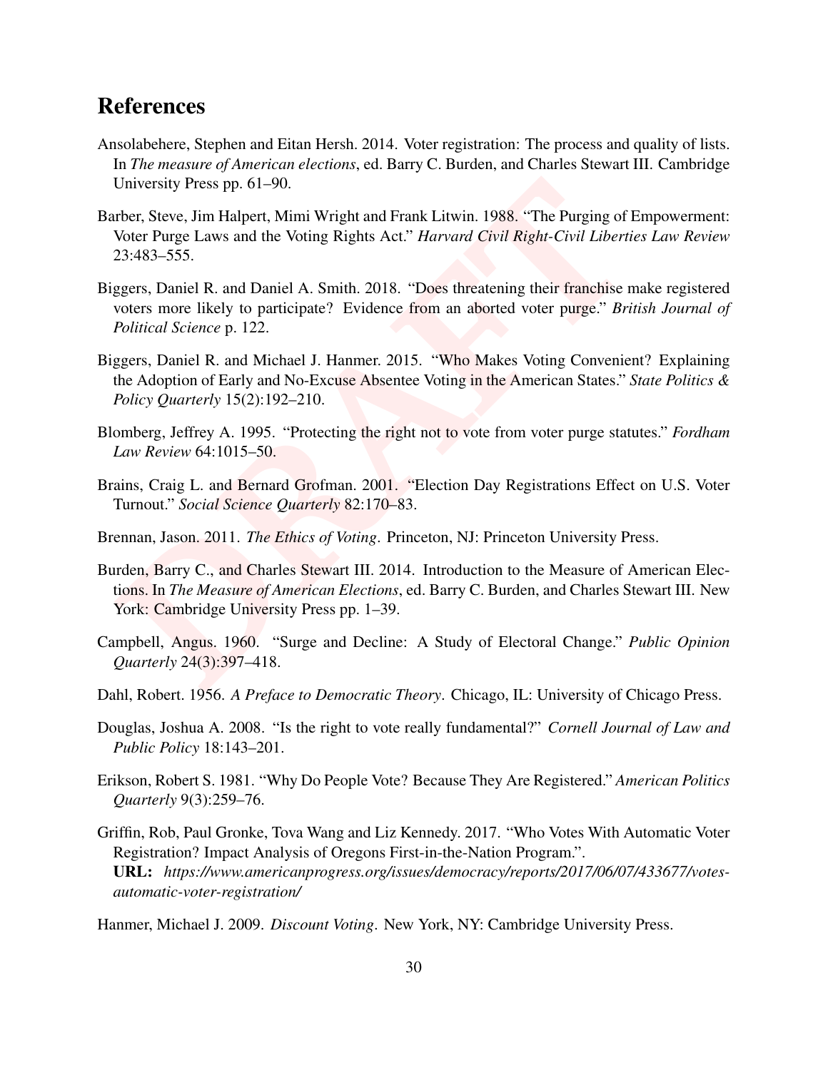## References

Ansolabehere, Stephen and Eitan Hersh. 2014. Voter registration: The process and quality of lists. In *The measure of American elections*, ed. Barry C. Burden, and Charles Stewart III. Cambridge University Press pp. 61–90.

Barber, Steve, Jim Halpert, Mimi Wright and Frank Litwin. 1988. "The Purging of Empowerment: Voter Purge Laws and the Voting Rights Act." *Harvard Civil Right-Civil Liberties Law Review* 23:483–555.

Biggers, Daniel R. and Daniel A. Smith. 2018. "Does threatening their franchise make registered voters more likely to participate? Evidence from an aborted voter purge." *British Journal of Political Science* p. 122.

Biggers, Daniel R. and Michael J. Hanmer. 2015. "Who Makes Voting Convenient? Explaining the Adoption of Early and No-Excuse Absentee Voting in the American States." *State Politics & Policy Quarterly* 15(2):192–210.

Blomberg, Jeffrey A. 1995. "Protecting the right not to vote from voter purge statutes." *Fordham Law Review* 64:1015–50.

Brains, Craig L. and Bernard Grofman. 2001. "Election Day Registrations Effect on U.S. Voter Turnout." *Social Science Quarterly* 82:170–83.

Brennan, Jason. 2011. *The Ethics of Voting*. Princeton, NJ: Princeton University Press.

Burden, Barry C., and Charles Stewart III. 2014. Introduction to the Measure of American Elections. In *The Measure of American Elections*, ed. Barry C. Burden, and Charles Stewart III. New York: Cambridge University Press pp. 1–39.

Campbell, Angus. 1960. "Surge and Decline: A Study of Electoral Change." *Public Opinion Quarterly* 24(3):397–418.

Dahl, Robert. 1956. *A Preface to Democratic Theory*. Chicago, IL: University of Chicago Press.

Douglas, Joshua A. 2008. "Is the right to vote really fundamental?" *Cornell Journal of Law and Public Policy* 18:143–201.

Erikson, Robert S. 1981. "Why Do People Vote? Because They Are Registered." *American Politics Quarterly* 9(3):259–76.

Griffin, Rob, Paul Gronke, Tova Wang and Liz Kennedy. 2017. "Who Votes With Automatic Voter Registration? Impact Analysis of Oregons First-in-the-Nation Program.".
**URL:** *https://www.americanprogress.org/issues/democracy/reports/2017/06/07/433677/votes-automatic-voter-registration/*

Hanmer, Michael J. 2009. *Discount Voting*. New York, NY: Cambridge University Press.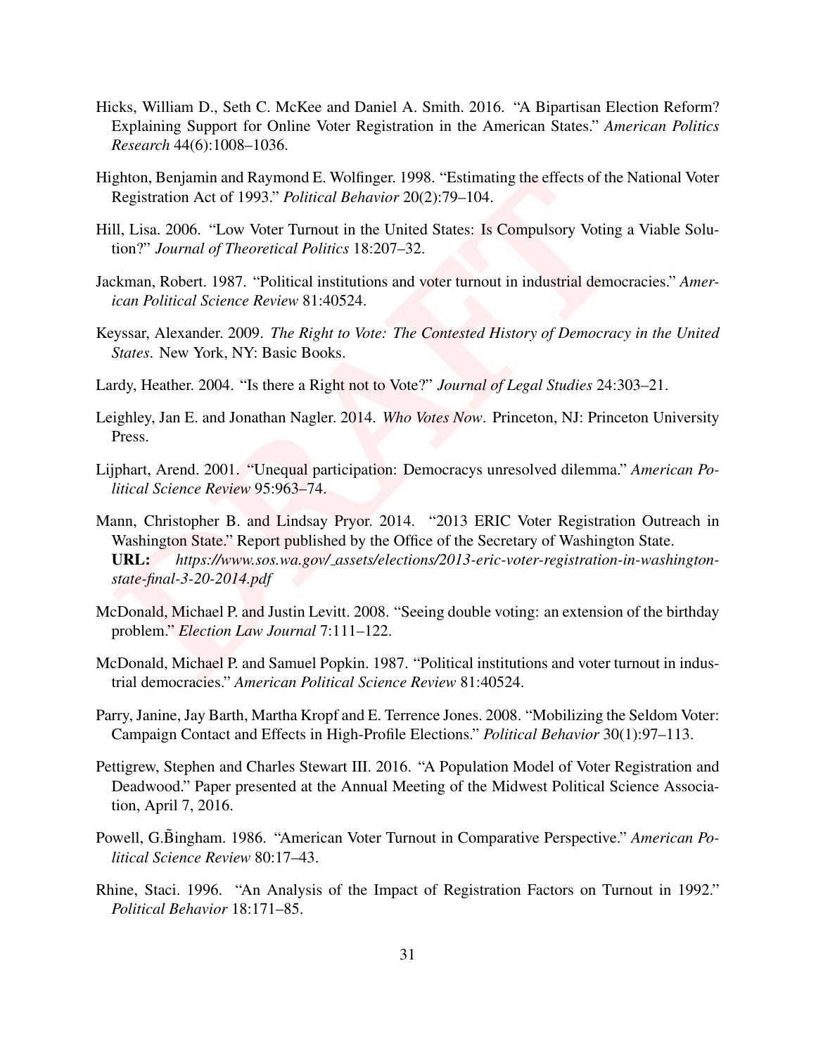Hicks, William D., Seth C. McKee and Daniel A. Smith. 2016. "A Bipartisan Election Reform? Explaining Support for Online Voter Registration in the American States." *American Politics Research* 44(6):1008–1036.

Highton, Benjamin and Raymond E. Wolfinger. 1998. "Estimating the effects of the National Voter Registration Act of 1993." *Political Behavior* 20(2):79–104.

Hill, Lisa. 2006. "Low Voter Turnout in the United States: Is Compulsory Voting a Viable Solution?" *Journal of Theoretical Politics* 18:207–32.

Jackman, Robert. 1987. "Political institutions and voter turnout in industrial democracies." *American Political Science Review* 81:40524.

Keyssar, Alexander. 2009. *The Right to Vote: The Contested History of Democracy in the United States*. New York, NY: Basic Books.

Lardy, Heather. 2004. "Is there a Right not to Vote?" *Journal of Legal Studies* 24:303–21.

Leighley, Jan E. and Jonathan Nagler. 2014. *Who Votes Now*. Princeton, NJ: Princeton University Press.

Lijphart, Arend. 2001. "Unequal participation: Democracys unresolved dilemma." *American Political Science Review* 95:963–74.

Mann, Christopher B. and Lindsay Pryor. 2014. "2013 ERIC Voter Registration Outreach in Washington State." Report published by the Office of the Secretary of Washington State.
**URL:** *https://www.sos.wa.gov/_assets/elections/2013-eric-voter-registration-in-washington-state-final-3-20-2014.pdf*

McDonald, Michael P. and Justin Levitt. 2008. "Seeing double voting: an extension of the birthday problem." *Election Law Journal* 7:111–122.

McDonald, Michael P. and Samuel Popkin. 1987. "Political institutions and voter turnout in industrial democracies." *American Political Science Review* 81:40524.

Parry, Janine, Jay Barth, Martha Kropf and E. Terrence Jones. 2008. "Mobilizing the Seldom Voter: Campaign Contact and Effects in High-Profile Elections." *Political Behavior* 30(1):97–113.

Pettigrew, Stephen and Charles Stewart III. 2016. "A Population Model of Voter Registration and Deadwood." Paper presented at the Annual Meeting of the Midwest Political Science Association, April 7, 2016.

Powell, G.B̃ingham. 1986. "American Voter Turnout in Comparative Perspective." *American Political Science Review* 80:17–43.

Rhine, Staci. 1996. "An Analysis of the Impact of Registration Factors on Turnout in 1992." *Political Behavior* 18:171–85.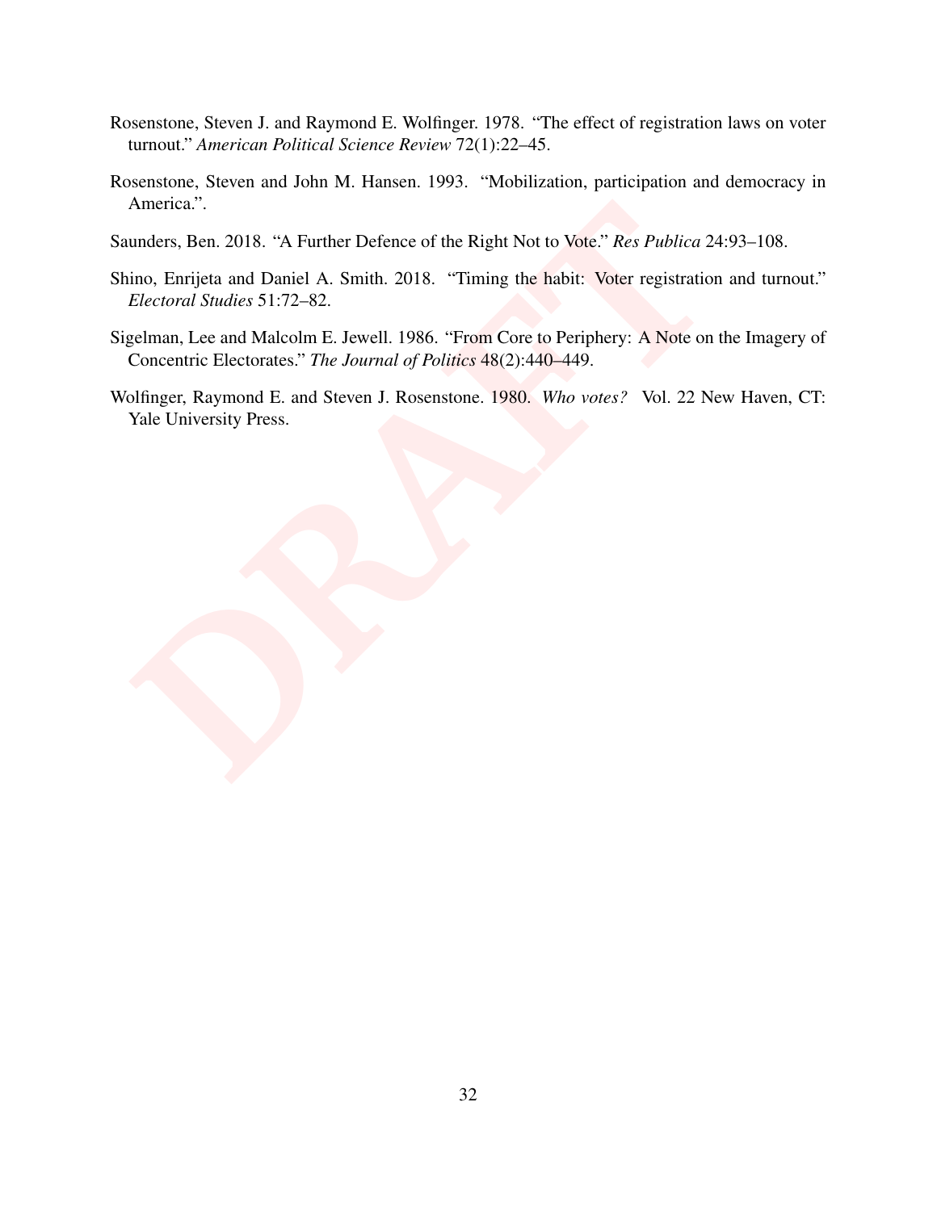Rosenstone, Steven J. and Raymond E. Wolfinger. 1978. "The effect of registration laws on voter turnout." *American Political Science Review* 72(1):22–45.

Rosenstone, Steven and John M. Hansen. 1993. "Mobilization, participation and democracy in America.".

Saunders, Ben. 2018. "A Further Defence of the Right Not to Vote." *Res Publica* 24:93–108.

Shino, Enrijeta and Daniel A. Smith. 2018. "Timing the habit: Voter registration and turnout." *Electoral Studies* 51:72–82.

Sigelman, Lee and Malcolm E. Jewell. 1986. "From Core to Periphery: A Note on the Imagery of Concentric Electorates." *The Journal of Politics* 48(2):440–449.

Wolfinger, Raymond E. and Steven J. Rosenstone. 1980. *Who votes?* Vol. 22 New Haven, CT: Yale University Press.